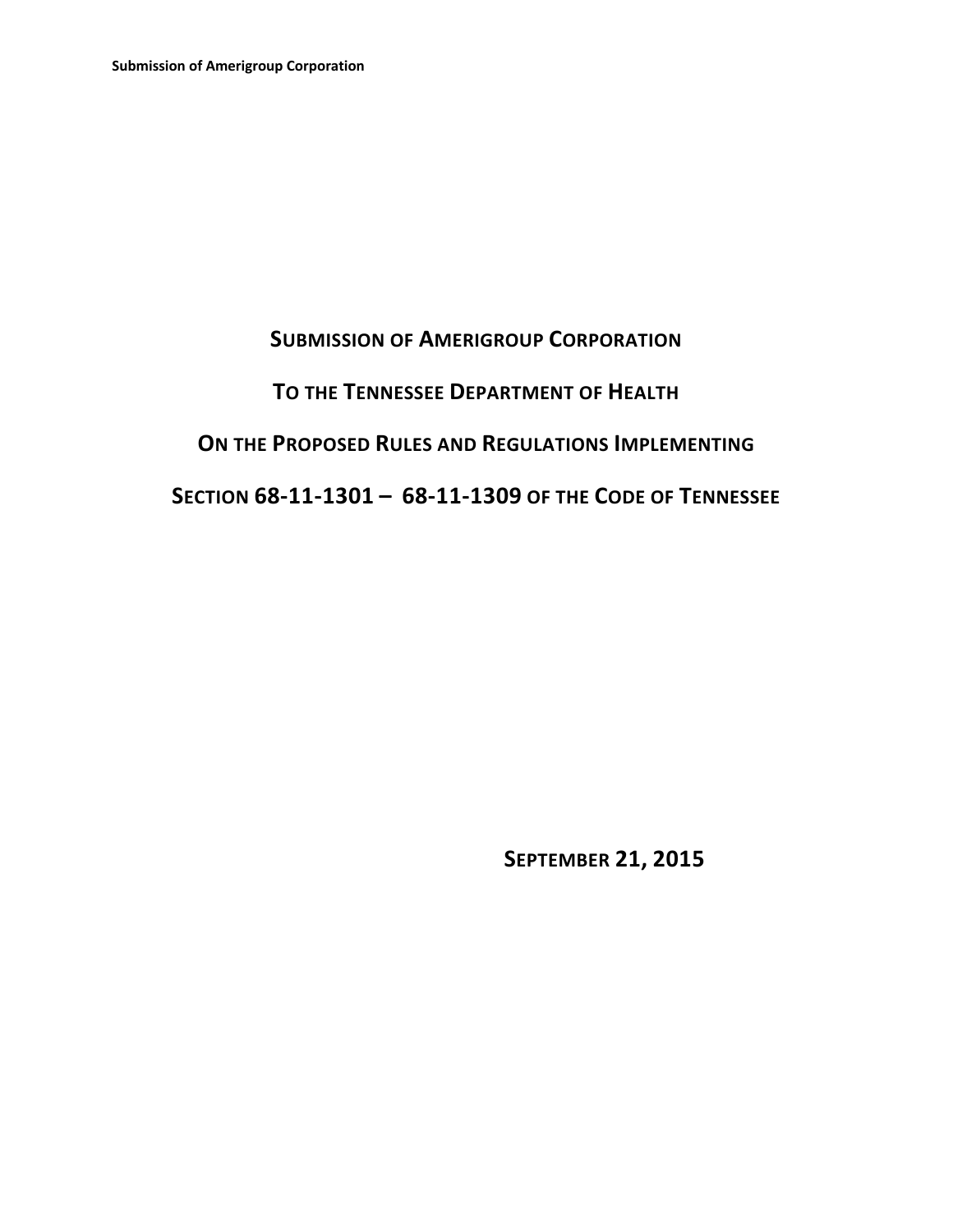# Submission of Amerigroup Corporation

# To the Tennessee Department of Health

# On the Proposed Rules and Regulations Implementing

# Section 68-11-1301 – 68-11-1309 of the Code of Tennessee

**September 21, 2015**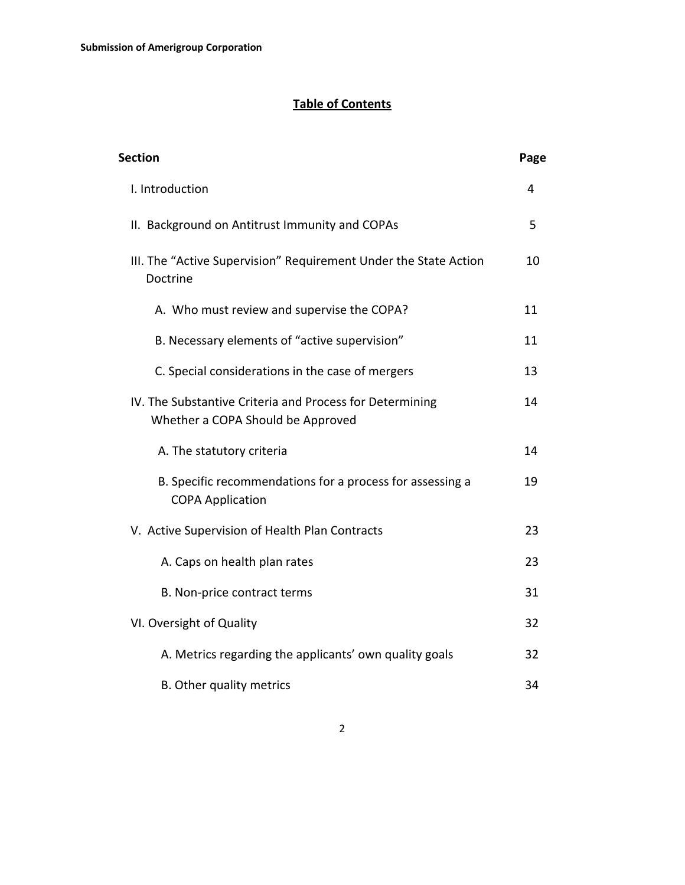## Table of Contents

| Section | Page |
|---|---|
| I. Introduction | 4 |
| II. Background on Antitrust Immunity and COPAs | 5 |
| III. The "Active Supervision" Requirement Under the State Action Doctrine | 10 |
| A. Who must review and supervise the COPA? | 11 |
| B. Necessary elements of "active supervision" | 11 |
| C. Special considerations in the case of mergers | 13 |
| IV. The Substantive Criteria and Process for Determining Whether a COPA Should be Approved | 14 |
| A. The statutory criteria | 14 |
| B. Specific recommendations for a process for assessing a COPA Application | 19 |
| V. Active Supervision of Health Plan Contracts | 23 |
| A. Caps on health plan rates | 23 |
| B. Non-price contract terms | 31 |
| VI. Oversight of Quality | 32 |
| A. Metrics regarding the applicants' own quality goals | 32 |
| B. Other quality metrics | 34 |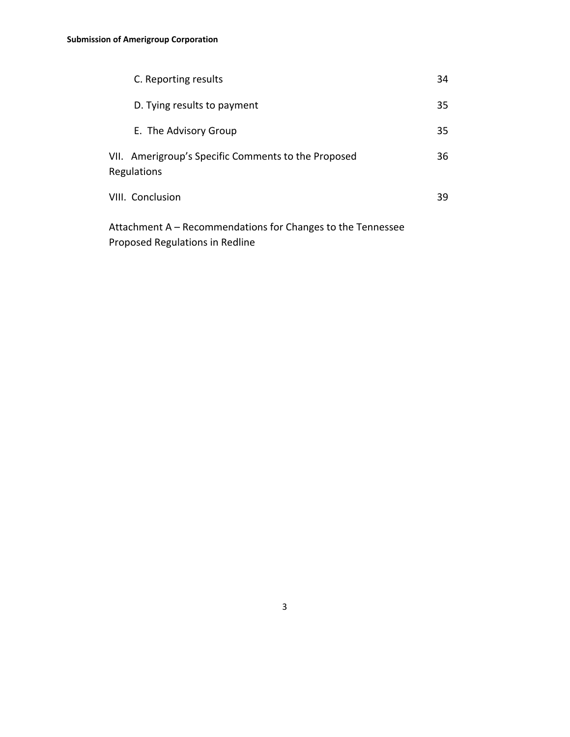| | |
|---|---|
| C. Reporting results | 34 |
| D. Tying results to payment | 35 |
| E. The Advisory Group | 35 |
| VII. Amerigroup's Specific Comments to the Proposed Regulations | 36 |
| VIII. Conclusion | 39 |

Attachment A – Recommendations for Changes to the Tennessee Proposed Regulations in Redline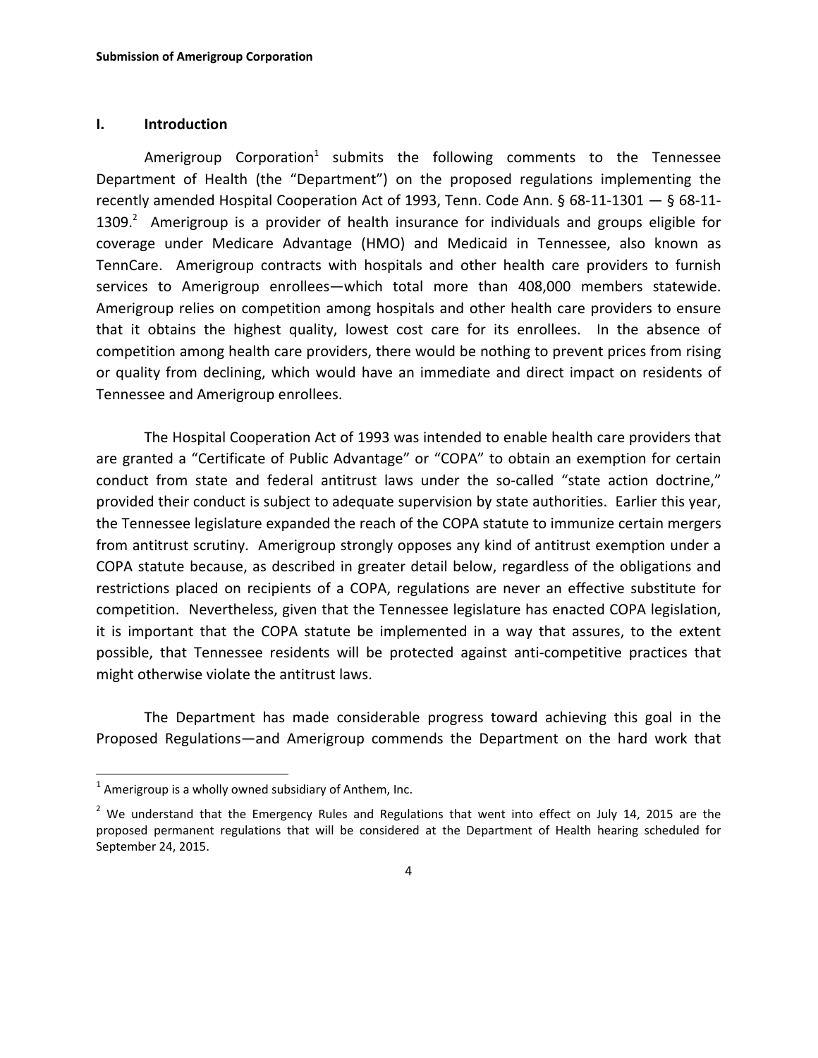## I. Introduction

Amerigroup Corporation[1] submits the following comments to the Tennessee Department of Health (the "Department") on the proposed regulations implementing the recently amended Hospital Cooperation Act of 1993, Tenn. Code Ann. § 68-11-1301 — § 68-11-1309.[2] Amerigroup is a provider of health insurance for individuals and groups eligible for coverage under Medicare Advantage (HMO) and Medicaid in Tennessee, also known as TennCare. Amerigroup contracts with hospitals and other health care providers to furnish services to Amerigroup enrollees—which total more than 408,000 members statewide. Amerigroup relies on competition among hospitals and other health care providers to ensure that it obtains the highest quality, lowest cost care for its enrollees. In the absence of competition among health care providers, there would be nothing to prevent prices from rising or quality from declining, which would have an immediate and direct impact on residents of Tennessee and Amerigroup enrollees.

The Hospital Cooperation Act of 1993 was intended to enable health care providers that are granted a "Certificate of Public Advantage" or "COPA" to obtain an exemption for certain conduct from state and federal antitrust laws under the so-called "state action doctrine," provided their conduct is subject to adequate supervision by state authorities. Earlier this year, the Tennessee legislature expanded the reach of the COPA statute to immunize certain mergers from antitrust scrutiny. Amerigroup strongly opposes any kind of antitrust exemption under a COPA statute because, as described in greater detail below, regardless of the obligations and restrictions placed on recipients of a COPA, regulations are never an effective substitute for competition. Nevertheless, given that the Tennessee legislature has enacted COPA legislation, it is important that the COPA statute be implemented in a way that assures, to the extent possible, that Tennessee residents will be protected against anti-competitive practices that might otherwise violate the antitrust laws.

The Department has made considerable progress toward achieving this goal in the Proposed Regulations—and Amerigroup commends the Department on the hard work that

[1] Amerigroup is a wholly owned subsidiary of Anthem, Inc.

[2] We understand that the Emergency Rules and Regulations that went into effect on July 14, 2015 are the proposed permanent regulations that will be considered at the Department of Health hearing scheduled for September 24, 2015.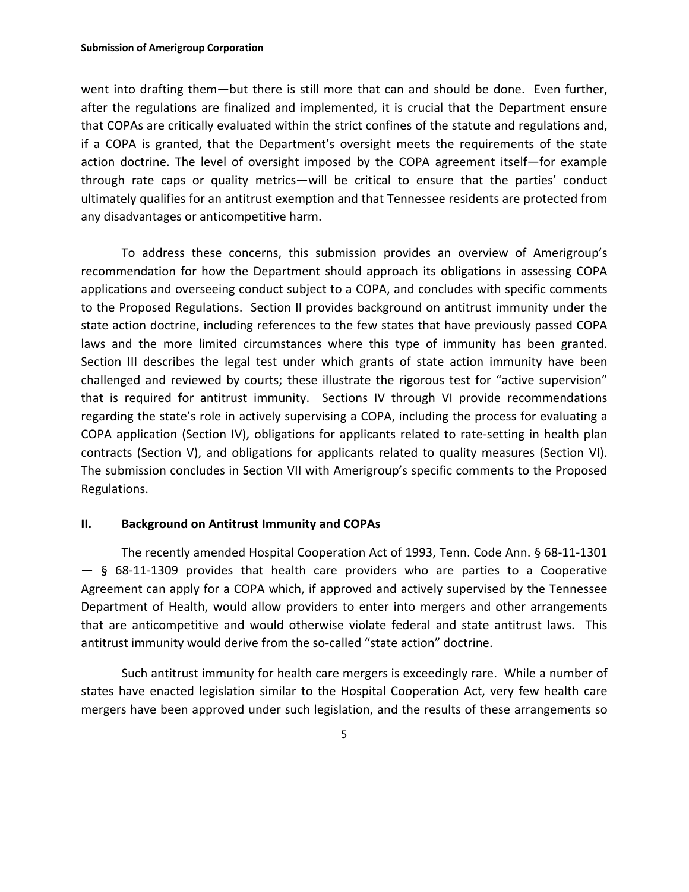went into drafting them—but there is still more that can and should be done. Even further, after the regulations are finalized and implemented, it is crucial that the Department ensure that COPAs are critically evaluated within the strict confines of the statute and regulations and, if a COPA is granted, that the Department's oversight meets the requirements of the state action doctrine. The level of oversight imposed by the COPA agreement itself—for example through rate caps or quality metrics—will be critical to ensure that the parties' conduct ultimately qualifies for an antitrust exemption and that Tennessee residents are protected from any disadvantages or anticompetitive harm.

To address these concerns, this submission provides an overview of Amerigroup's recommendation for how the Department should approach its obligations in assessing COPA applications and overseeing conduct subject to a COPA, and concludes with specific comments to the Proposed Regulations. Section II provides background on antitrust immunity under the state action doctrine, including references to the few states that have previously passed COPA laws and the more limited circumstances where this type of immunity has been granted. Section III describes the legal test under which grants of state action immunity have been challenged and reviewed by courts; these illustrate the rigorous test for "active supervision" that is required for antitrust immunity. Sections IV through VI provide recommendations regarding the state's role in actively supervising a COPA, including the process for evaluating a COPA application (Section IV), obligations for applicants related to rate-setting in health plan contracts (Section V), and obligations for applicants related to quality measures (Section VI). The submission concludes in Section VII with Amerigroup's specific comments to the Proposed Regulations.

## II. Background on Antitrust Immunity and COPAs

The recently amended Hospital Cooperation Act of 1993, Tenn. Code Ann. § 68-11-1301 — § 68-11-1309 provides that health care providers who are parties to a Cooperative Agreement can apply for a COPA which, if approved and actively supervised by the Tennessee Department of Health, would allow providers to enter into mergers and other arrangements that are anticompetitive and would otherwise violate federal and state antitrust laws. This antitrust immunity would derive from the so-called "state action" doctrine.

Such antitrust immunity for health care mergers is exceedingly rare. While a number of states have enacted legislation similar to the Hospital Cooperation Act, very few health care mergers have been approved under such legislation, and the results of these arrangements so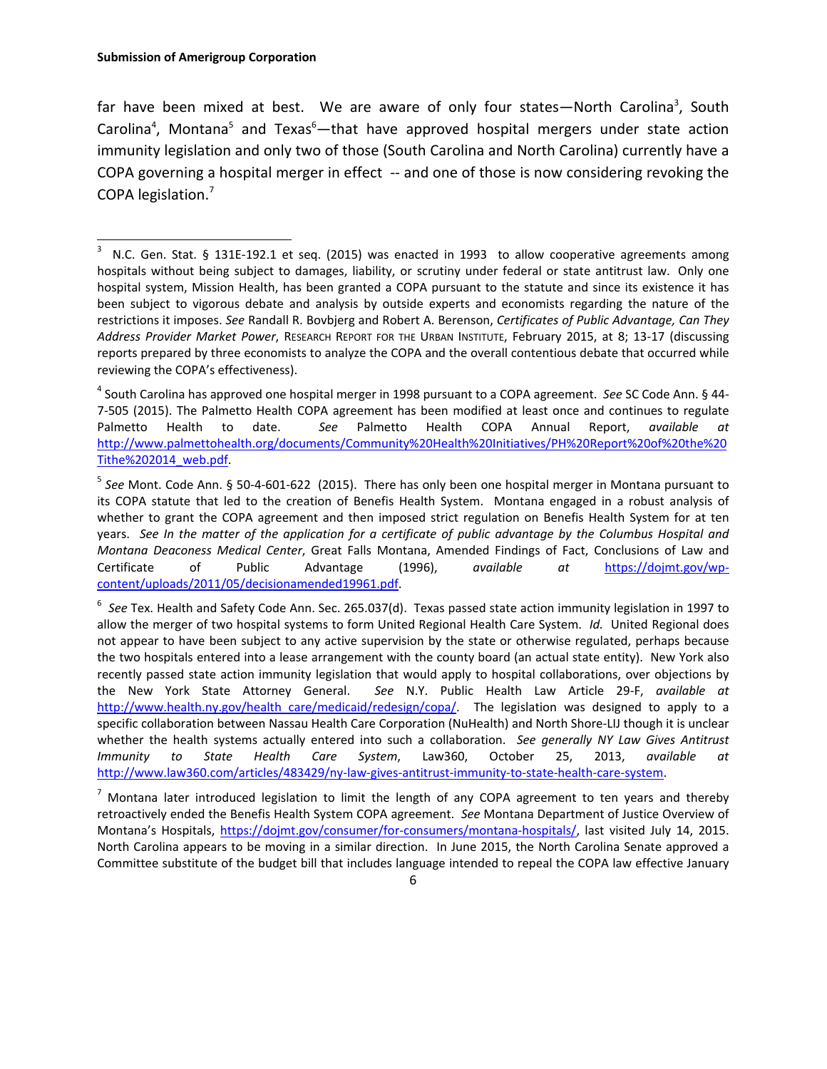far have been mixed at best. We are aware of only four states—North Carolina[3], South Carolina[4], Montana[5] and Texas[6]—that have approved hospital mergers under state action immunity legislation and only two of those (South Carolina and North Carolina) currently have a COPA governing a hospital merger in effect -- and one of those is now considering revoking the COPA legislation.[7]

---

[3] N.C. Gen. Stat. § 131E-192.1 et seq. (2015) was enacted in 1993 to allow cooperative agreements among hospitals without being subject to damages, liability, or scrutiny under federal or state antitrust law. Only one hospital system, Mission Health, has been granted a COPA pursuant to the statute and since its existence it has been subject to vigorous debate and analysis by outside experts and economists regarding the nature of the restrictions it imposes. *See* Randall R. Bovbjerg and Robert A. Berenson, *Certificates of Public Advantage, Can They Address Provider Market Power*, RESEARCH REPORT FOR THE URBAN INSTITUTE, February 2015, at 8; 13-17 (discussing reports prepared by three economists to analyze the COPA and the overall contentious debate that occurred while reviewing the COPA's effectiveness).

[4] South Carolina has approved one hospital merger in 1998 pursuant to a COPA agreement. *See* SC Code Ann. § 44-7-505 (2015). The Palmetto Health COPA agreement has been modified at least once and continues to regulate Palmetto Health to date. *See* Palmetto Health COPA Annual Report, *available at* http://www.palmettohealth.org/documents/Community%20Health%20Initiatives/PH%20Report%20of%20the%20Tithe%202014_web.pdf.

[5] *See* Mont. Code Ann. § 50-4-601-622 (2015). There has only been one hospital merger in Montana pursuant to its COPA statute that led to the creation of Benefis Health System. Montana engaged in a robust analysis of whether to grant the COPA agreement and then imposed strict regulation on Benefis Health System for at ten years. *See In the matter of the application for a certificate of public advantage by the Columbus Hospital and Montana Deaconess Medical Center*, Great Falls Montana, Amended Findings of Fact, Conclusions of Law and Certificate of Public Advantage (1996), *available at* https://dojmt.gov/wp-content/uploads/2011/05/decisionamended19961.pdf.

[6] *See* Tex. Health and Safety Code Ann. Sec. 265.037(d). Texas passed state action immunity legislation in 1997 to allow the merger of two hospital systems to form United Regional Health Care System. *Id.* United Regional does not appear to have been subject to any active supervision by the state or otherwise regulated, perhaps because the two hospitals entered into a lease arrangement with the county board (an actual state entity). New York also recently passed state action immunity legislation that would apply to hospital collaborations, over objections by the New York State Attorney General. *See* N.Y. Public Health Law Article 29-F, *available at* http://www.health.ny.gov/health_care/medicaid/redesign/copa/. The legislation was designed to apply to a specific collaboration between Nassau Health Care Corporation (NuHealth) and North Shore-LIJ though it is unclear whether the health systems actually entered into such a collaboration. *See generally NY Law Gives Antitrust Immunity to State Health Care System*, Law360, October 25, 2013, *available at* http://www.law360.com/articles/483429/ny-law-gives-antitrust-immunity-to-state-health-care-system.

[7] Montana later introduced legislation to limit the length of any COPA agreement to ten years and thereby retroactively ended the Benefis Health System COPA agreement. *See* Montana Department of Justice Overview of Montana's Hospitals, https://dojmt.gov/consumer/for-consumers/montana-hospitals/, last visited July 14, 2015. North Carolina appears to be moving in a similar direction. In June 2015, the North Carolina Senate approved a Committee substitute of the budget bill that includes language intended to repeal the COPA law effective January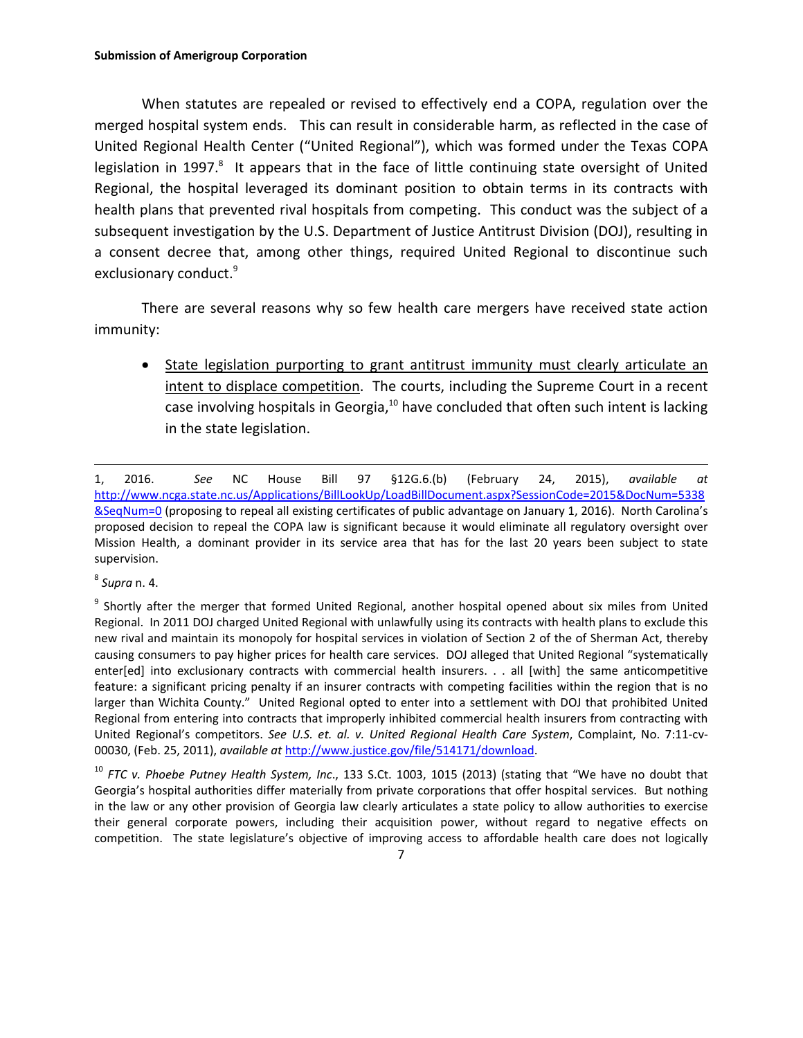When statutes are repealed or revised to effectively end a COPA, regulation over the merged hospital system ends. This can result in considerable harm, as reflected in the case of United Regional Health Center ("United Regional"), which was formed under the Texas COPA legislation in 1997.[8] It appears that in the face of little continuing state oversight of United Regional, the hospital leveraged its dominant position to obtain terms in its contracts with health plans that prevented rival hospitals from competing. This conduct was the subject of a subsequent investigation by the U.S. Department of Justice Antitrust Division (DOJ), resulting in a consent decree that, among other things, required United Regional to discontinue such exclusionary conduct.[9]

There are several reasons why so few health care mergers have received state action immunity:

- <u>State legislation purporting to grant antitrust immunity must clearly articulate an intent to displace competition</u>. The courts, including the Supreme Court in a recent case involving hospitals in Georgia,[10] have concluded that often such intent is lacking in the state legislation.

---

1, 2016. *See* NC House Bill 97 §12G.6.(b) (February 24, 2015), *available at* http://www.ncga.state.nc.us/Applications/BillLookUp/LoadBillDocument.aspx?SessionCode=2015&DocNum=5338&SeqNum=0 (proposing to repeal all existing certificates of public advantage on January 1, 2016). North Carolina's proposed decision to repeal the COPA law is significant because it would eliminate all regulatory oversight over Mission Health, a dominant provider in its service area that has for the last 20 years been subject to state supervision.

[8] *Supra* n. 4.

[9] Shortly after the merger that formed United Regional, another hospital opened about six miles from United Regional. In 2011 DOJ charged United Regional with unlawfully using its contracts with health plans to exclude this new rival and maintain its monopoly for hospital services in violation of Section 2 of the of Sherman Act, thereby causing consumers to pay higher prices for health care services. DOJ alleged that United Regional "systematically enter[ed] into exclusionary contracts with commercial health insurers. . . all [with] the same anticompetitive feature: a significant pricing penalty if an insurer contracts with competing facilities within the region that is no larger than Wichita County." United Regional opted to enter into a settlement with DOJ that prohibited United Regional from entering into contracts that improperly inhibited commercial health insurers from contracting with United Regional's competitors. *See U.S. et. al. v. United Regional Health Care System*, Complaint, No. 7:11-cv-00030, (Feb. 25, 2011), *available at* http://www.justice.gov/file/514171/download.

[10] *FTC v. Phoebe Putney Health System, Inc*., 133 S.Ct. 1003, 1015 (2013) (stating that "We have no doubt that Georgia's hospital authorities differ materially from private corporations that offer hospital services. But nothing in the law or any other provision of Georgia law clearly articulates a state policy to allow authorities to exercise their general corporate powers, including their acquisition power, without regard to negative effects on competition. The state legislature's objective of improving access to affordable health care does not logically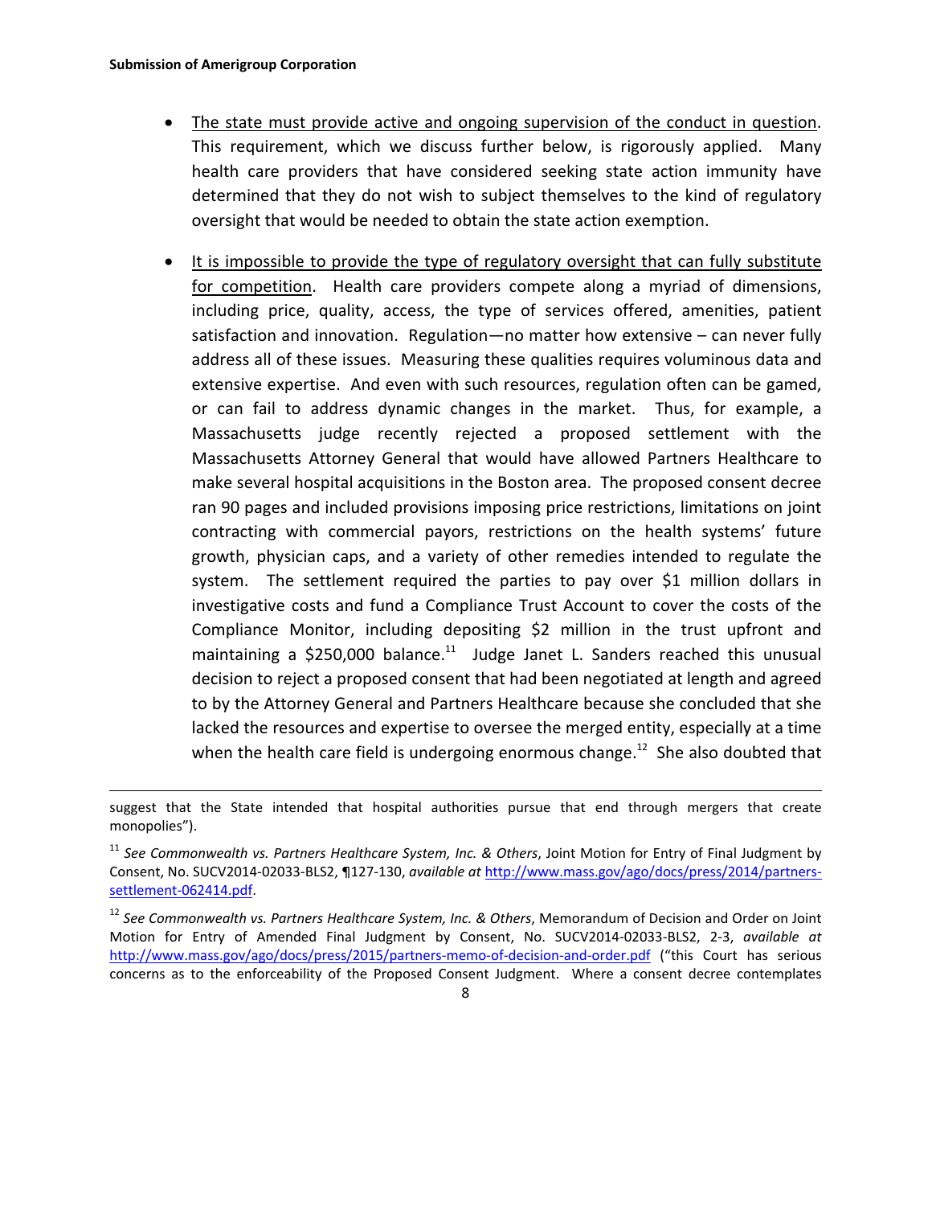- The state must provide active and ongoing supervision of the conduct in question. This requirement, which we discuss further below, is rigorously applied. Many health care providers that have considered seeking state action immunity have determined that they do not wish to subject themselves to the kind of regulatory oversight that would be needed to obtain the state action exemption.

- It is impossible to provide the type of regulatory oversight that can fully substitute for competition. Health care providers compete along a myriad of dimensions, including price, quality, access, the type of services offered, amenities, patient satisfaction and innovation. Regulation—no matter how extensive – can never fully address all of these issues. Measuring these qualities requires voluminous data and extensive expertise. And even with such resources, regulation often can be gamed, or can fail to address dynamic changes in the market. Thus, for example, a Massachusetts judge recently rejected a proposed settlement with the Massachusetts Attorney General that would have allowed Partners Healthcare to make several hospital acquisitions in the Boston area. The proposed consent decree ran 90 pages and included provisions imposing price restrictions, limitations on joint contracting with commercial payors, restrictions on the health systems' future growth, physician caps, and a variety of other remedies intended to regulate the system. The settlement required the parties to pay over $1 million dollars in investigative costs and fund a Compliance Trust Account to cover the costs of the Compliance Monitor, including depositing $2 million in the trust upfront and maintaining a $250,000 balance.[11] Judge Janet L. Sanders reached this unusual decision to reject a proposed consent that had been negotiated at length and agreed to by the Attorney General and Partners Healthcare because she concluded that she lacked the resources and expertise to oversee the merged entity, especially at a time when the health care field is undergoing enormous change.[12] She also doubted that

---

suggest that the State intended that hospital authorities pursue that end through mergers that create monopolies").

[11] *See Commonwealth vs. Partners Healthcare System, Inc. & Others*, Joint Motion for Entry of Final Judgment by Consent, No. SUCV2014-02033-BLS2, ¶127-130, *available at* http://www.mass.gov/ago/docs/press/2014/partners-settlement-062414.pdf.

[12] *See Commonwealth vs. Partners Healthcare System, Inc. & Others*, Memorandum of Decision and Order on Joint Motion for Entry of Amended Final Judgment by Consent, No. SUCV2014-02033-BLS2, 2-3, *available at* http://www.mass.gov/ago/docs/press/2015/partners-memo-of-decision-and-order.pdf ("this Court has serious concerns as to the enforceability of the Proposed Consent Judgment. Where a consent decree contemplates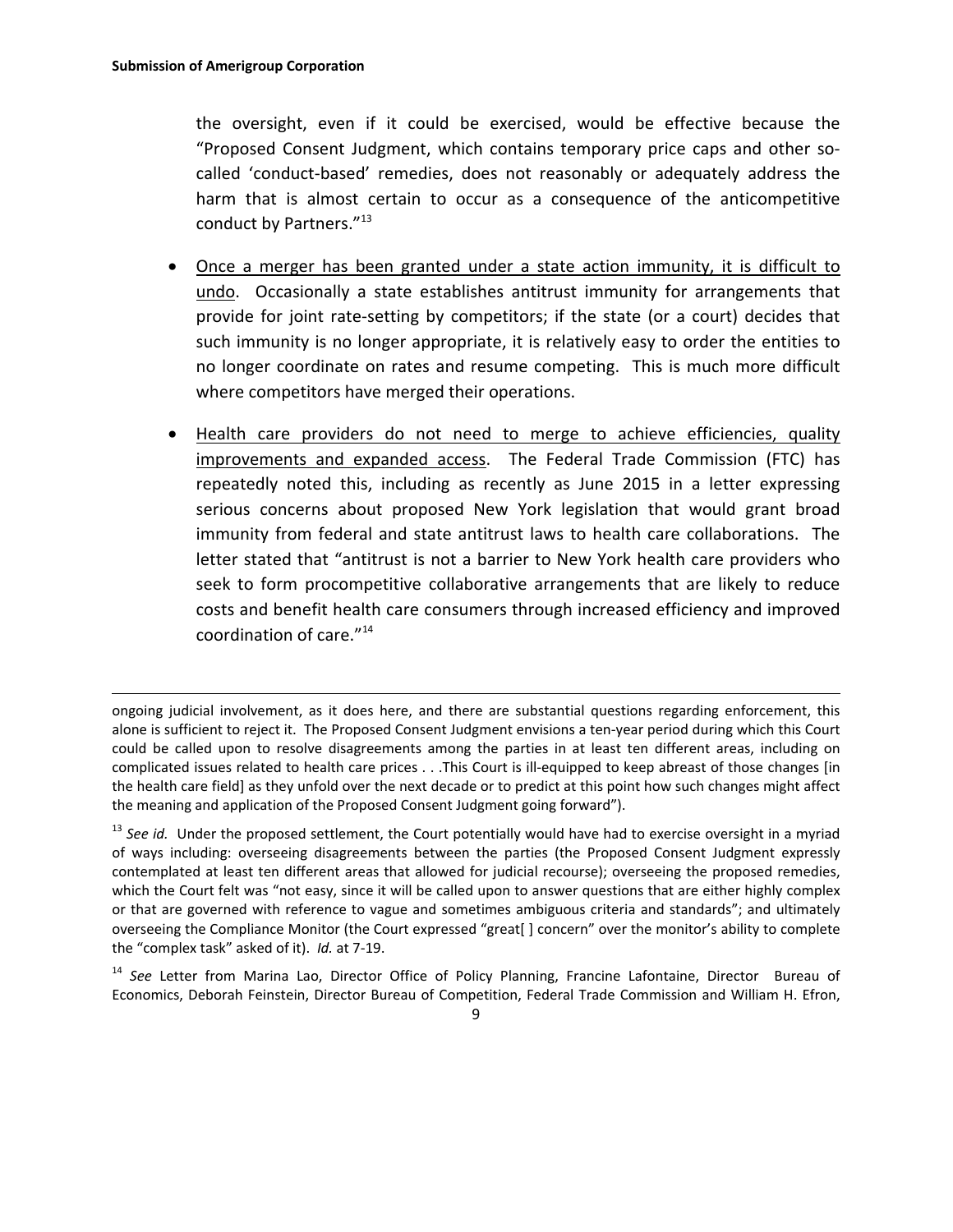the oversight, even if it could be exercised, would be effective because the "Proposed Consent Judgment, which contains temporary price caps and other so-called 'conduct-based' remedies, does not reasonably or adequately address the harm that is almost certain to occur as a consequence of the anticompetitive conduct by Partners."[13]

- Once a merger has been granted under a state action immunity, it is difficult to undo. Occasionally a state establishes antitrust immunity for arrangements that provide for joint rate-setting by competitors; if the state (or a court) decides that such immunity is no longer appropriate, it is relatively easy to order the entities to no longer coordinate on rates and resume competing. This is much more difficult where competitors have merged their operations.

- Health care providers do not need to merge to achieve efficiencies, quality improvements and expanded access. The Federal Trade Commission (FTC) has repeatedly noted this, including as recently as June 2015 in a letter expressing serious concerns about proposed New York legislation that would grant broad immunity from federal and state antitrust laws to health care collaborations. The letter stated that "antitrust is not a barrier to New York health care providers who seek to form procompetitive collaborative arrangements that are likely to reduce costs and benefit health care consumers through increased efficiency and improved coordination of care."[14]

---

ongoing judicial involvement, as it does here, and there are substantial questions regarding enforcement, this alone is sufficient to reject it. The Proposed Consent Judgment envisions a ten-year period during which this Court could be called upon to resolve disagreements among the parties in at least ten different areas, including on complicated issues related to health care prices . . .This Court is ill-equipped to keep abreast of those changes [in the health care field] as they unfold over the next decade or to predict at this point how such changes might affect the meaning and application of the Proposed Consent Judgment going forward").

[13] *See id.* Under the proposed settlement, the Court potentially would have had to exercise oversight in a myriad of ways including: overseeing disagreements between the parties (the Proposed Consent Judgment expressly contemplated at least ten different areas that allowed for judicial recourse); overseeing the proposed remedies, which the Court felt was "not easy, since it will be called upon to answer questions that are either highly complex or that are governed with reference to vague and sometimes ambiguous criteria and standards"; and ultimately overseeing the Compliance Monitor (the Court expressed "great[ ] concern" over the monitor's ability to complete the "complex task" asked of it). *Id.* at 7-19.

[14] *See* Letter from Marina Lao, Director Office of Policy Planning, Francine Lafontaine, Director Bureau of Economics, Deborah Feinstein, Director Bureau of Competition, Federal Trade Commission and William H. Efron,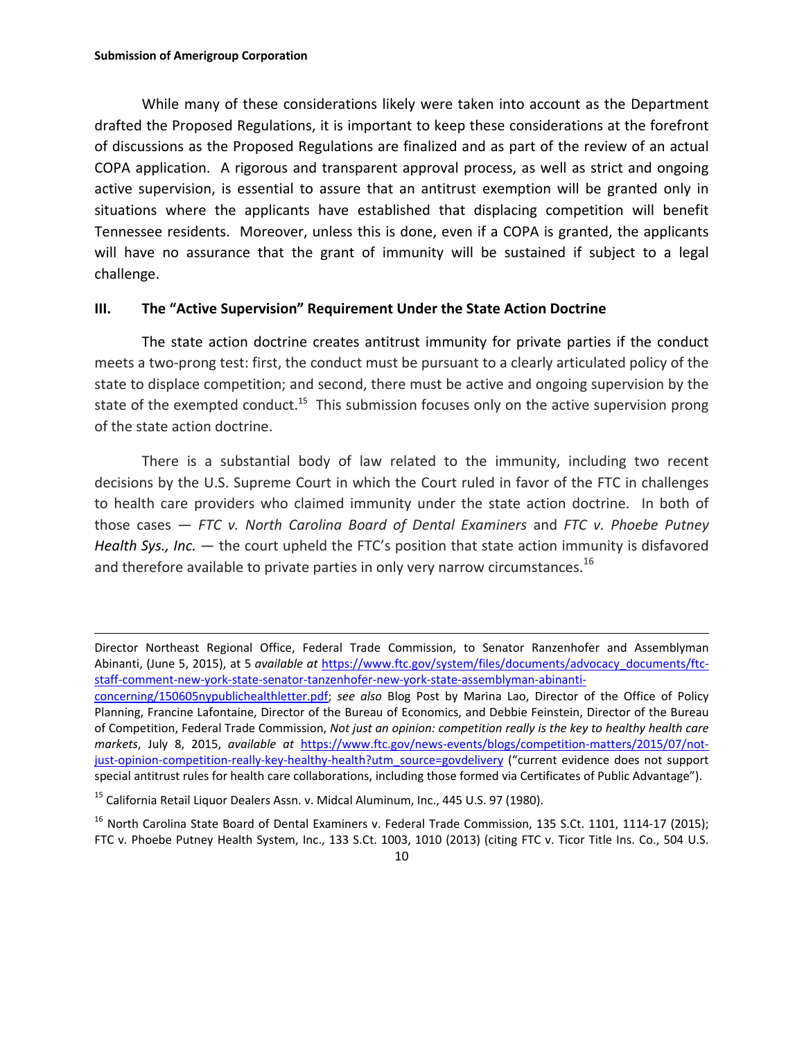While many of these considerations likely were taken into account as the Department drafted the Proposed Regulations, it is important to keep these considerations at the forefront of discussions as the Proposed Regulations are finalized and as part of the review of an actual COPA application. A rigorous and transparent approval process, as well as strict and ongoing active supervision, is essential to assure that an antitrust exemption will be granted only in situations where the applicants have established that displacing competition will benefit Tennessee residents. Moreover, unless this is done, even if a COPA is granted, the applicants will have no assurance that the grant of immunity will be sustained if subject to a legal challenge.

## III. The "Active Supervision" Requirement Under the State Action Doctrine

The state action doctrine creates antitrust immunity for private parties if the conduct meets a two-prong test: first, the conduct must be pursuant to a clearly articulated policy of the state to displace competition; and second, there must be active and ongoing supervision by the state of the exempted conduct.[15] This submission focuses only on the active supervision prong of the state action doctrine.

There is a substantial body of law related to the immunity, including two recent decisions by the U.S. Supreme Court in which the Court ruled in favor of the FTC in challenges to health care providers who claimed immunity under the state action doctrine. In both of those cases — *FTC v. North Carolina Board of Dental Examiners* and *FTC v. Phoebe Putney Health Sys., Inc.* — the court upheld the FTC's position that state action immunity is disfavored and therefore available to private parties in only very narrow circumstances.[16]

---

Director Northeast Regional Office, Federal Trade Commission, to Senator Ranzenhofer and Assemblyman Abinanti, (June 5, 2015), at 5 *available at* https://www.ftc.gov/system/files/documents/advocacy_documents/ftc-staff-comment-new-york-state-senator-tanzenhofer-new-york-state-assemblyman-abinanti-concerning/150605nypublichealthletter.pdf; *see also* Blog Post by Marina Lao, Director of the Office of Policy Planning, Francine Lafontaine, Director of the Bureau of Economics, and Debbie Feinstein, Director of the Bureau of Competition, Federal Trade Commission, *Not just an opinion: competition really is the key to healthy health care markets*, July 8, 2015, *available at* https://www.ftc.gov/news-events/blogs/competition-matters/2015/07/not-just-opinion-competition-really-key-healthy-health?utm_source=govdelivery ("current evidence does not support special antitrust rules for health care collaborations, including those formed via Certificates of Public Advantage").

[15] California Retail Liquor Dealers Assn. v. Midcal Aluminum, Inc., 445 U.S. 97 (1980).

[16] North Carolina State Board of Dental Examiners v. Federal Trade Commission, 135 S.Ct. 1101, 1114-17 (2015); FTC v. Phoebe Putney Health System, Inc., 133 S.Ct. 1003, 1010 (2013) (citing FTC v. Ticor Title Ins. Co., 504 U.S.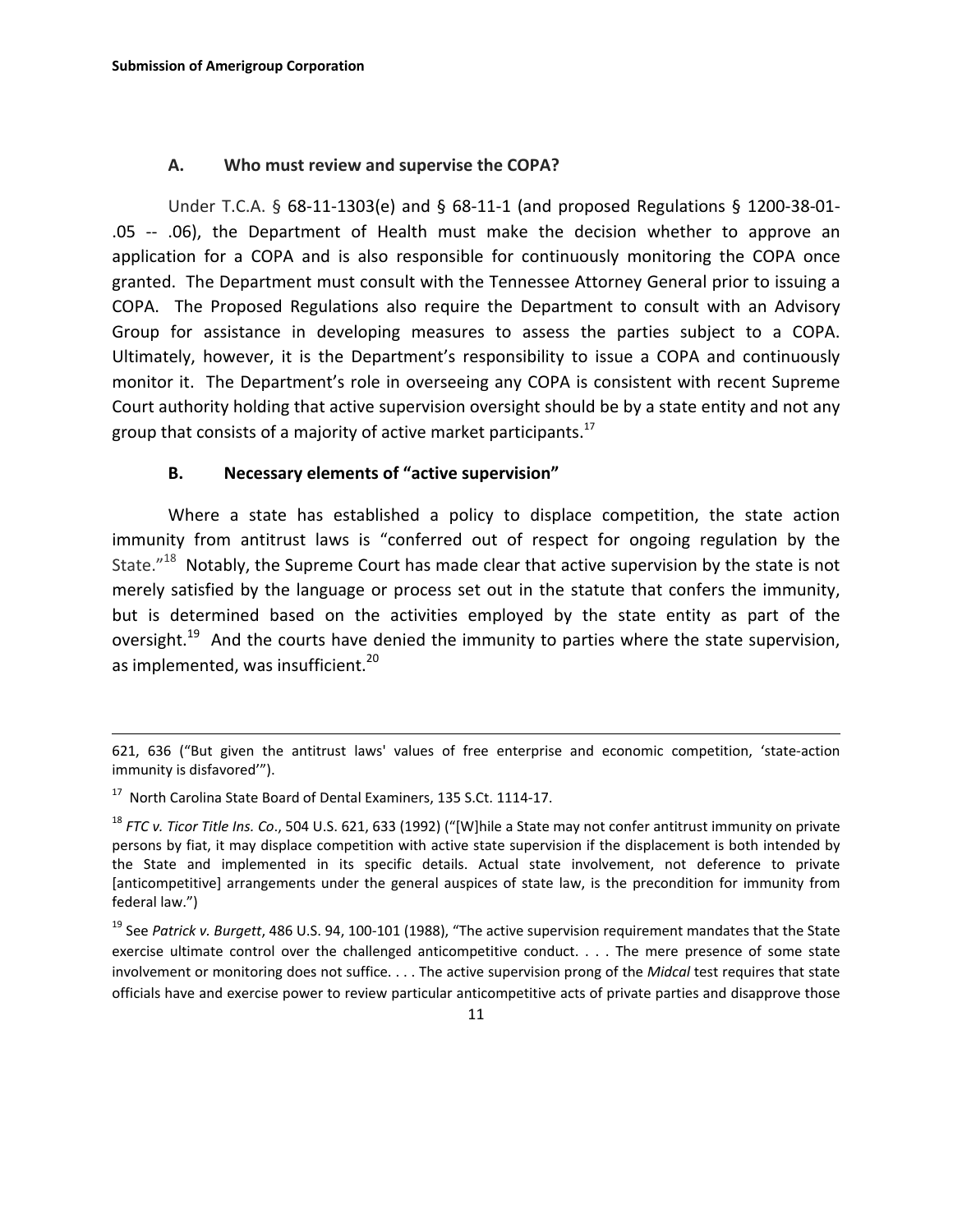### A. Who must review and supervise the COPA?

Under T.C.A. § 68-11-1303(e) and § 68-11-1 (and proposed Regulations § 1200-38-01-.05 -- .06), the Department of Health must make the decision whether to approve an application for a COPA and is also responsible for continuously monitoring the COPA once granted. The Department must consult with the Tennessee Attorney General prior to issuing a COPA. The Proposed Regulations also require the Department to consult with an Advisory Group for assistance in developing measures to assess the parties subject to a COPA. Ultimately, however, it is the Department's responsibility to issue a COPA and continuously monitor it. The Department's role in overseeing any COPA is consistent with recent Supreme Court authority holding that active supervision oversight should be by a state entity and not any group that consists of a majority of active market participants.[17]

### B. Necessary elements of "active supervision"

Where a state has established a policy to displace competition, the state action immunity from antitrust laws is "conferred out of respect for ongoing regulation by the State."[18] Notably, the Supreme Court has made clear that active supervision by the state is not merely satisfied by the language or process set out in the statute that confers the immunity, but is determined based on the activities employed by the state entity as part of the oversight.[19] And the courts have denied the immunity to parties where the state supervision, as implemented, was insufficient.[20]

---

621, 636 ("But given the antitrust laws' values of free enterprise and economic competition, 'state-action immunity is disfavored'").

[17] North Carolina State Board of Dental Examiners, 135 S.Ct. 1114-17.

[18] *FTC v. Ticor Title Ins. Co*., 504 U.S. 621, 633 (1992) ("[W]hile a State may not confer antitrust immunity on private persons by fiat, it may displace competition with active state supervision if the displacement is both intended by the State and implemented in its specific details. Actual state involvement, not deference to private [anticompetitive] arrangements under the general auspices of state law, is the precondition for immunity from federal law.")

[19] See *Patrick v. Burgett*, 486 U.S. 94, 100-101 (1988), "The active supervision requirement mandates that the State exercise ultimate control over the challenged anticompetitive conduct. . . . The mere presence of some state involvement or monitoring does not suffice. . . . The active supervision prong of the *Midcal* test requires that state officials have and exercise power to review particular anticompetitive acts of private parties and disapprove those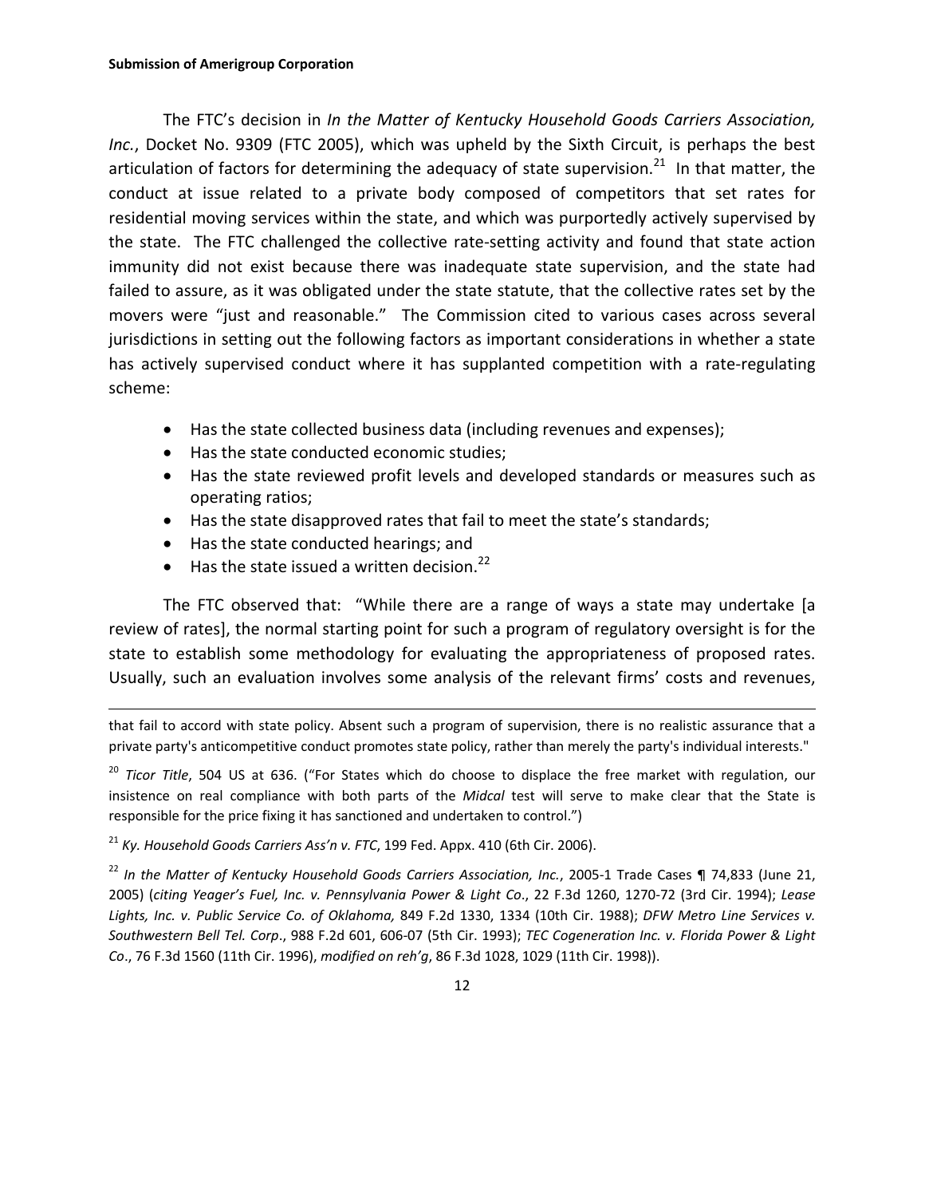The FTC's decision in *In the Matter of Kentucky Household Goods Carriers Association, Inc.*, Docket No. 9309 (FTC 2005), which was upheld by the Sixth Circuit, is perhaps the best articulation of factors for determining the adequacy of state supervision.[21] In that matter, the conduct at issue related to a private body composed of competitors that set rates for residential moving services within the state, and which was purportedly actively supervised by the state. The FTC challenged the collective rate-setting activity and found that state action immunity did not exist because there was inadequate state supervision, and the state had failed to assure, as it was obligated under the state statute, that the collective rates set by the movers were "just and reasonable." The Commission cited to various cases across several jurisdictions in setting out the following factors as important considerations in whether a state has actively supervised conduct where it has supplanted competition with a rate-regulating scheme:

- Has the state collected business data (including revenues and expenses);
- Has the state conducted economic studies;
- Has the state reviewed profit levels and developed standards or measures such as operating ratios;
- Has the state disapproved rates that fail to meet the state's standards;
- Has the state conducted hearings; and
- Has the state issued a written decision.[22]

The FTC observed that: "While there are a range of ways a state may undertake [a review of rates], the normal starting point for such a program of regulatory oversight is for the state to establish some methodology for evaluating the appropriateness of proposed rates. Usually, such an evaluation involves some analysis of the relevant firms' costs and revenues,

---

that fail to accord with state policy. Absent such a program of supervision, there is no realistic assurance that a private party's anticompetitive conduct promotes state policy, rather than merely the party's individual interests."

[20] *Ticor Title*, 504 US at 636. ("For States which do choose to displace the free market with regulation, our insistence on real compliance with both parts of the *Midcal* test will serve to make clear that the State is responsible for the price fixing it has sanctioned and undertaken to control.")

[21] *Ky. Household Goods Carriers Ass'n v. FTC*, 199 Fed. Appx. 410 (6th Cir. 2006).

[22] *In the Matter of Kentucky Household Goods Carriers Association, Inc.*, 2005-1 Trade Cases ¶ 74,833 (June 21, 2005) (*citing Yeager's Fuel, Inc. v. Pennsylvania Power & Light Co*., 22 F.3d 1260, 1270-72 (3rd Cir. 1994); *Lease Lights, Inc. v. Public Service Co. of Oklahoma,* 849 F.2d 1330, 1334 (10th Cir. 1988); *DFW Metro Line Services v. Southwestern Bell Tel. Corp*., 988 F.2d 601, 606-07 (5th Cir. 1993); *TEC Cogeneration Inc. v. Florida Power & Light Co*., 76 F.3d 1560 (11th Cir. 1996), *modified on reh'g*, 86 F.3d 1028, 1029 (11th Cir. 1998)).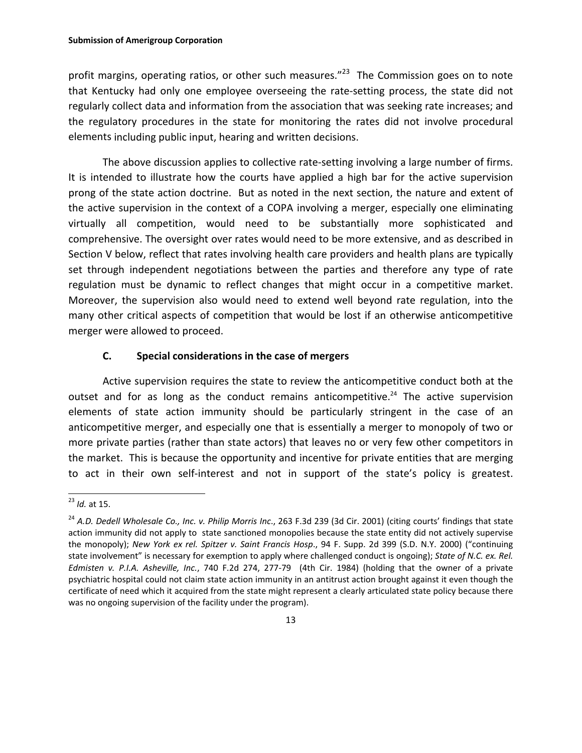profit margins, operating ratios, or other such measures."[23] The Commission goes on to note that Kentucky had only one employee overseeing the rate-setting process, the state did not regularly collect data and information from the association that was seeking rate increases; and the regulatory procedures in the state for monitoring the rates did not involve procedural elements including public input, hearing and written decisions.

The above discussion applies to collective rate-setting involving a large number of firms. It is intended to illustrate how the courts have applied a high bar for the active supervision prong of the state action doctrine. But as noted in the next section, the nature and extent of the active supervision in the context of a COPA involving a merger, especially one eliminating virtually all competition, would need to be substantially more sophisticated and comprehensive. The oversight over rates would need to be more extensive, and as described in Section V below, reflect that rates involving health care providers and health plans are typically set through independent negotiations between the parties and therefore any type of rate regulation must be dynamic to reflect changes that might occur in a competitive market. Moreover, the supervision also would need to extend well beyond rate regulation, into the many other critical aspects of competition that would be lost if an otherwise anticompetitive merger were allowed to proceed.

### C. Special considerations in the case of mergers

Active supervision requires the state to review the anticompetitive conduct both at the outset and for as long as the conduct remains anticompetitive.[24] The active supervision elements of state action immunity should be particularly stringent in the case of an anticompetitive merger, and especially one that is essentially a merger to monopoly of two or more private parties (rather than state actors) that leaves no or very few other competitors in the market. This is because the opportunity and incentive for private entities that are merging to act in their own self-interest and not in support of the state's policy is greatest.

---

[23] *Id.* at 15.

[24] *A.D. Dedell Wholesale Co., Inc. v. Philip Morris Inc*., 263 F.3d 239 (3d Cir. 2001) (citing courts' findings that state action immunity did not apply to state sanctioned monopolies because the state entity did not actively supervise the monopoly); *New York ex rel. Spitzer v. Saint Francis Hosp*., 94 F. Supp. 2d 399 (S.D. N.Y. 2000) ("continuing state involvement" is necessary for exemption to apply where challenged conduct is ongoing); *State of N.C. ex. Rel. Edmisten v. P.I.A. Asheville, Inc.*, 740 F.2d 274, 277-79 (4th Cir. 1984) (holding that the owner of a private psychiatric hospital could not claim state action immunity in an antitrust action brought against it even though the certificate of need which it acquired from the state might represent a clearly articulated state policy because there was no ongoing supervision of the facility under the program).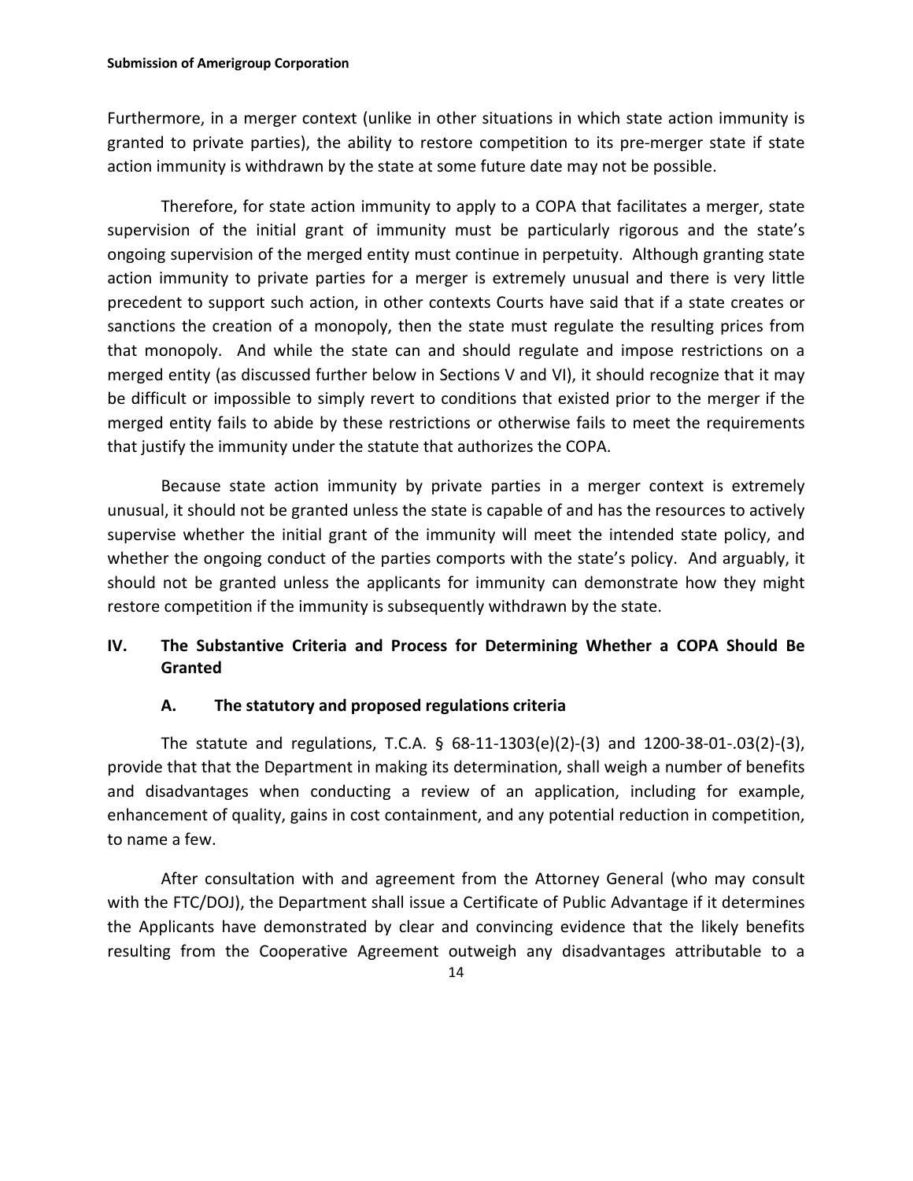Furthermore, in a merger context (unlike in other situations in which state action immunity is granted to private parties), the ability to restore competition to its pre-merger state if state action immunity is withdrawn by the state at some future date may not be possible.

Therefore, for state action immunity to apply to a COPA that facilitates a merger, state supervision of the initial grant of immunity must be particularly rigorous and the state's ongoing supervision of the merged entity must continue in perpetuity. Although granting state action immunity to private parties for a merger is extremely unusual and there is very little precedent to support such action, in other contexts Courts have said that if a state creates or sanctions the creation of a monopoly, then the state must regulate the resulting prices from that monopoly. And while the state can and should regulate and impose restrictions on a merged entity (as discussed further below in Sections V and VI), it should recognize that it may be difficult or impossible to simply revert to conditions that existed prior to the merger if the merged entity fails to abide by these restrictions or otherwise fails to meet the requirements that justify the immunity under the statute that authorizes the COPA.

Because state action immunity by private parties in a merger context is extremely unusual, it should not be granted unless the state is capable of and has the resources to actively supervise whether the initial grant of the immunity will meet the intended state policy, and whether the ongoing conduct of the parties comports with the state's policy. And arguably, it should not be granted unless the applicants for immunity can demonstrate how they might restore competition if the immunity is subsequently withdrawn by the state.

## IV. The Substantive Criteria and Process for Determining Whether a COPA Should Be Granted

### A. The statutory and proposed regulations criteria

The statute and regulations, T.C.A. § 68-11-1303(e)(2)-(3) and 1200-38-01-.03(2)-(3), provide that that the Department in making its determination, shall weigh a number of benefits and disadvantages when conducting a review of an application, including for example, enhancement of quality, gains in cost containment, and any potential reduction in competition, to name a few.

After consultation with and agreement from the Attorney General (who may consult with the FTC/DOJ), the Department shall issue a Certificate of Public Advantage if it determines the Applicants have demonstrated by clear and convincing evidence that the likely benefits resulting from the Cooperative Agreement outweigh any disadvantages attributable to a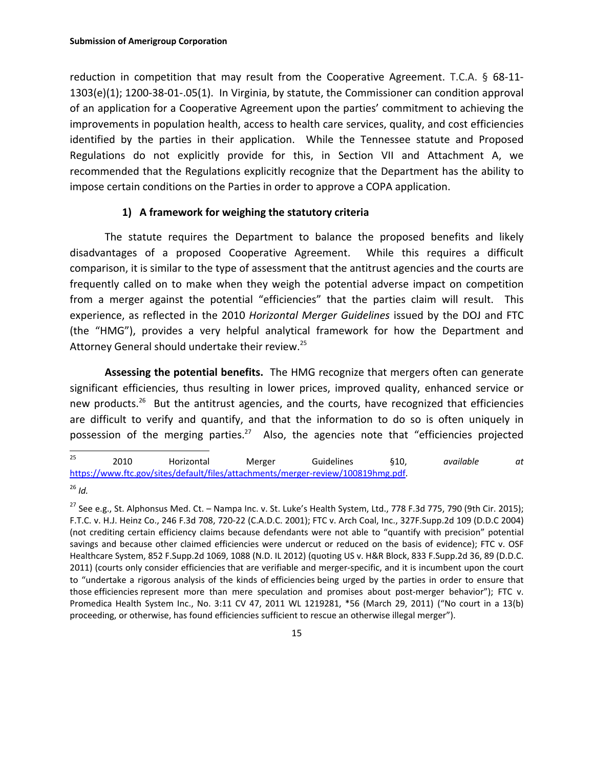reduction in competition that may result from the Cooperative Agreement. T.C.A. § 68-11-1303(e)(1); 1200-38-01-.05(1). In Virginia, by statute, the Commissioner can condition approval of an application for a Cooperative Agreement upon the parties' commitment to achieving the improvements in population health, access to health care services, quality, and cost efficiencies identified by the parties in their application. While the Tennessee statute and Proposed Regulations do not explicitly provide for this, in Section VII and Attachment A, we recommended that the Regulations explicitly recognize that the Department has the ability to impose certain conditions on the Parties in order to approve a COPA application.

#### 1) A framework for weighing the statutory criteria

The statute requires the Department to balance the proposed benefits and likely disadvantages of a proposed Cooperative Agreement. While this requires a difficult comparison, it is similar to the type of assessment that the antitrust agencies and the courts are frequently called on to make when they weigh the potential adverse impact on competition from a merger against the potential "efficiencies" that the parties claim will result. This experience, as reflected in the 2010 *Horizontal Merger Guidelines* issued by the DOJ and FTC (the "HMG"), provides a very helpful analytical framework for how the Department and Attorney General should undertake their review.[25]

**Assessing the potential benefits.** The HMG recognize that mergers often can generate significant efficiencies, thus resulting in lower prices, improved quality, enhanced service or new products.[26] But the antitrust agencies, and the courts, have recognized that efficiencies are difficult to verify and quantify, and that the information to do so is often uniquely in possession of the merging parties.[27] Also, the agencies note that "efficiencies projected

---

[25] 2010 Horizontal Merger Guidelines §10, *available at* https://www.ftc.gov/sites/default/files/attachments/merger-review/100819hmg.pdf.

[26] *Id.*

[27] See e.g., St. Alphonsus Med. Ct. – Nampa Inc. v. St. Luke's Health System, Ltd., 778 F.3d 775, 790 (9th Cir. 2015); F.T.C. v. H.J. Heinz Co., 246 F.3d 708, 720-22 (C.A.D.C. 2001); FTC v. Arch Coal, Inc., 327F.Supp.2d 109 (D.D.C 2004) (not crediting certain efficiency claims because defendants were not able to "quantify with precision" potential savings and because other claimed efficiencies were undercut or reduced on the basis of evidence); FTC v. OSF Healthcare System, 852 F.Supp.2d 1069, 1088 (N.D. IL 2012) (quoting US v. H&R Block, 833 F.Supp.2d 36, 89 (D.D.C. 2011) (courts only consider efficiencies that are verifiable and merger-specific, and it is incumbent upon the court to "undertake a rigorous analysis of the kinds of efficiencies being urged by the parties in order to ensure that those efficiencies represent more than mere speculation and promises about post-merger behavior"); FTC v. Promedica Health System Inc., No. 3:11 CV 47, 2011 WL 1219281, *56 (March 29, 2011) ("No court in a 13(b) proceeding, or otherwise, has found efficiencies sufficient to rescue an otherwise illegal merger").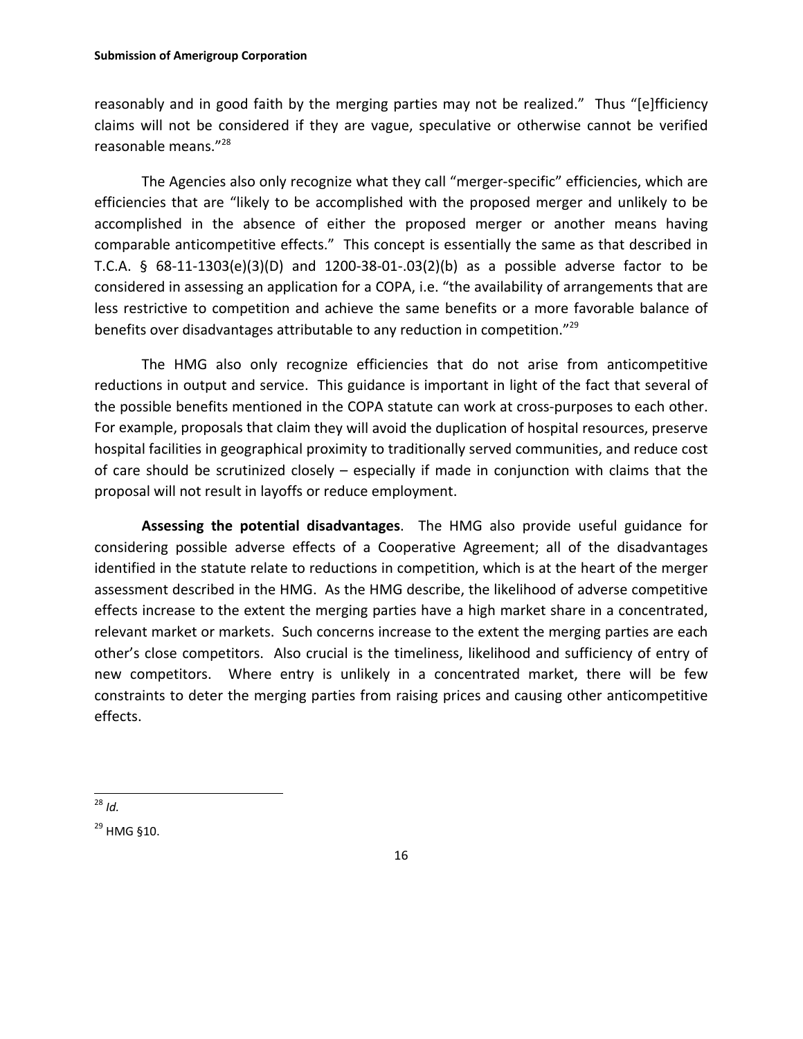reasonably and in good faith by the merging parties may not be realized." Thus "[e]fficiency claims will not be considered if they are vague, speculative or otherwise cannot be verified reasonable means."[28]

The Agencies also only recognize what they call "merger-specific" efficiencies, which are efficiencies that are "likely to be accomplished with the proposed merger and unlikely to be accomplished in the absence of either the proposed merger or another means having comparable anticompetitive effects." This concept is essentially the same as that described in T.C.A. § 68-11-1303(e)(3)(D) and 1200-38-01-.03(2)(b) as a possible adverse factor to be considered in assessing an application for a COPA, i.e. "the availability of arrangements that are less restrictive to competition and achieve the same benefits or a more favorable balance of benefits over disadvantages attributable to any reduction in competition."[29]

The HMG also only recognize efficiencies that do not arise from anticompetitive reductions in output and service. This guidance is important in light of the fact that several of the possible benefits mentioned in the COPA statute can work at cross-purposes to each other. For example, proposals that claim they will avoid the duplication of hospital resources, preserve hospital facilities in geographical proximity to traditionally served communities, and reduce cost of care should be scrutinized closely – especially if made in conjunction with claims that the proposal will not result in layoffs or reduce employment.

**Assessing the potential disadvantages**. The HMG also provide useful guidance for considering possible adverse effects of a Cooperative Agreement; all of the disadvantages identified in the statute relate to reductions in competition, which is at the heart of the merger assessment described in the HMG. As the HMG describe, the likelihood of adverse competitive effects increase to the extent the merging parties have a high market share in a concentrated, relevant market or markets. Such concerns increase to the extent the merging parties are each other's close competitors. Also crucial is the timeliness, likelihood and sufficiency of entry of new competitors. Where entry is unlikely in a concentrated market, there will be few constraints to deter the merging parties from raising prices and causing other anticompetitive effects.

---

[28] *Id.*

[29] HMG §10.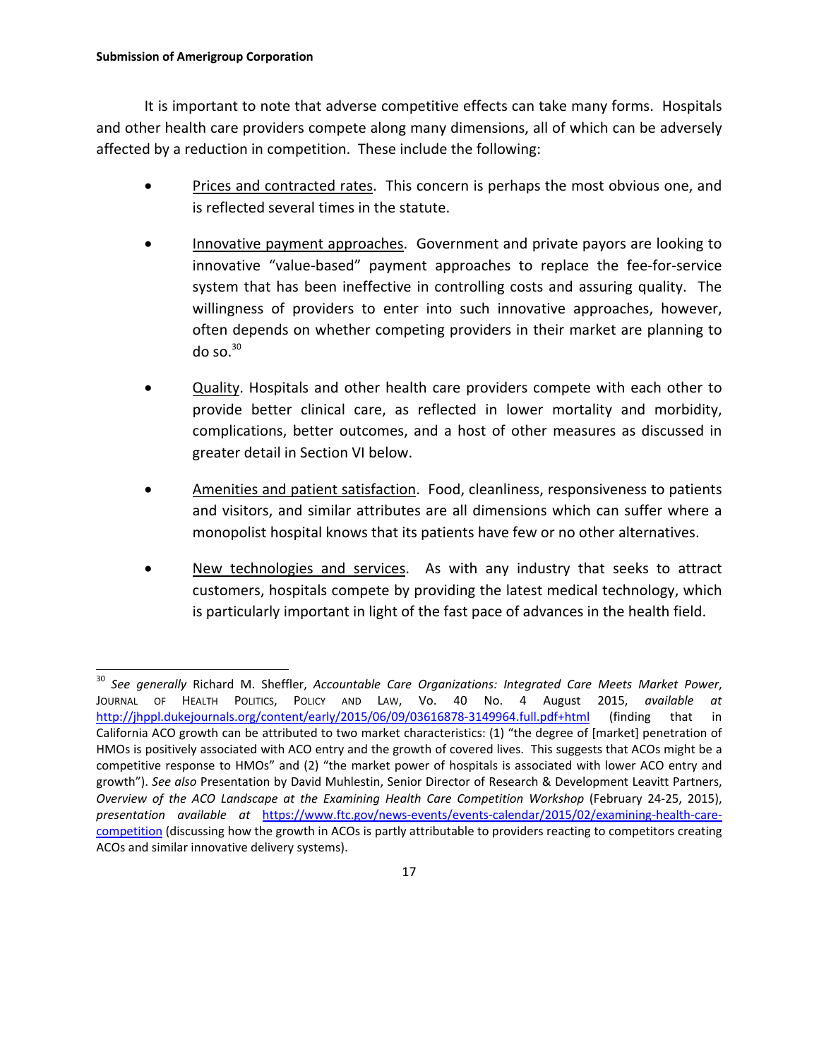It is important to note that adverse competitive effects can take many forms. Hospitals and other health care providers compete along many dimensions, all of which can be adversely affected by a reduction in competition. These include the following:

- Prices and contracted rates. This concern is perhaps the most obvious one, and is reflected several times in the statute.

- Innovative payment approaches. Government and private payors are looking to innovative "value-based" payment approaches to replace the fee-for-service system that has been ineffective in controlling costs and assuring quality. The willingness of providers to enter into such innovative approaches, however, often depends on whether competing providers in their market are planning to do so.[30]

- Quality. Hospitals and other health care providers compete with each other to provide better clinical care, as reflected in lower mortality and morbidity, complications, better outcomes, and a host of other measures as discussed in greater detail in Section VI below.

- Amenities and patient satisfaction. Food, cleanliness, responsiveness to patients and visitors, and similar attributes are all dimensions which can suffer where a monopolist hospital knows that its patients have few or no other alternatives.

- New technologies and services. As with any industry that seeks to attract customers, hospitals compete by providing the latest medical technology, which is particularly important in light of the fast pace of advances in the health field.

---

[30] *See generally* Richard M. Sheffler, *Accountable Care Organizations: Integrated Care Meets Market Power*, Journal of Health Politics, Policy and Law, Vo. 40 No. 4 August 2015, *available at* http://jhppl.dukejournals.org/content/early/2015/06/09/03616878-3149964.full.pdf+html (finding that in California ACO growth can be attributed to two market characteristics: (1) "the degree of [market] penetration of HMOs is positively associated with ACO entry and the growth of covered lives. This suggests that ACOs might be a competitive response to HMOs" and (2) "the market power of hospitals is associated with lower ACO entry and growth"). *See also* Presentation by David Muhlestin, Senior Director of Research & Development Leavitt Partners, *Overview of the ACO Landscape at the Examining Health Care Competition Workshop* (February 24-25, 2015), *presentation available at* https://www.ftc.gov/news-events/events-calendar/2015/02/examining-health-care-competition (discussing how the growth in ACOs is partly attributable to providers reacting to competitors creating ACOs and similar innovative delivery systems).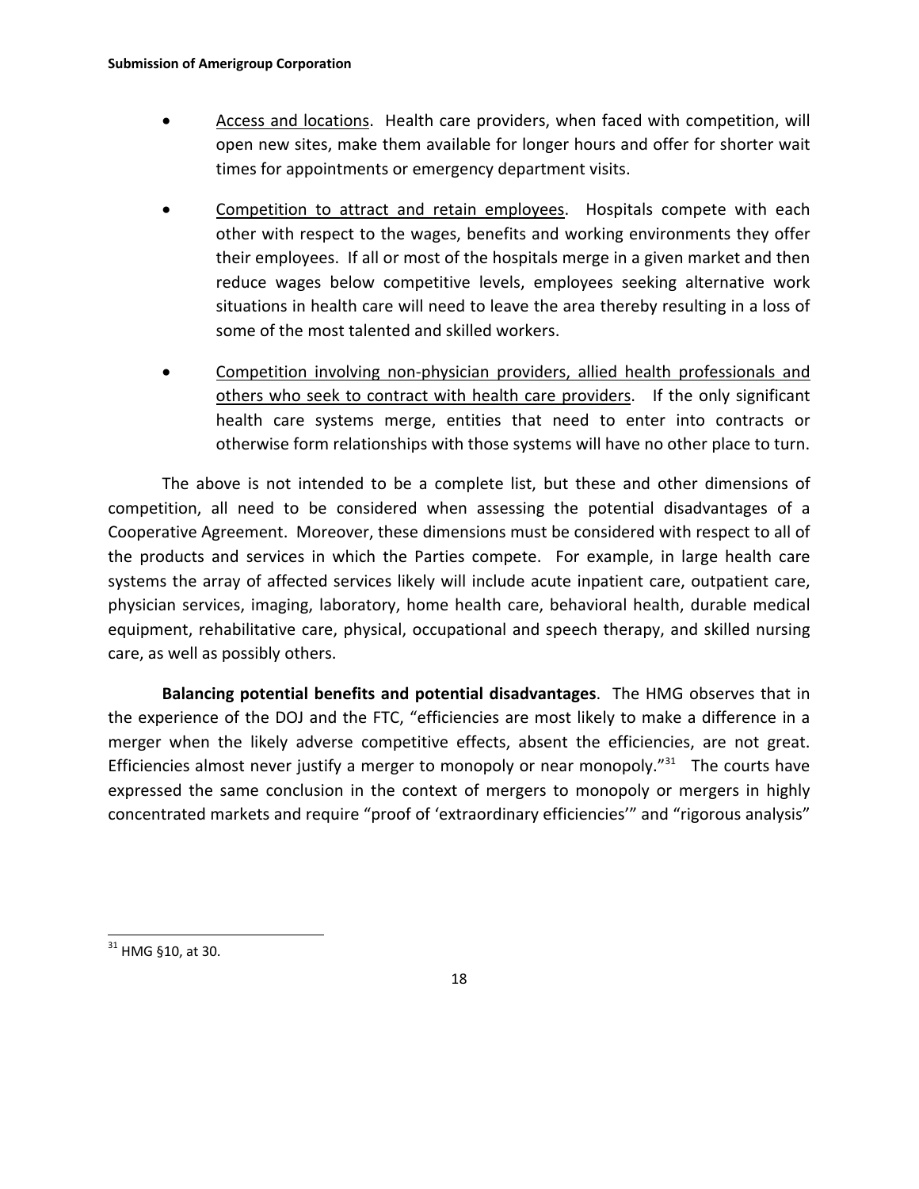- Access and locations. Health care providers, when faced with competition, will open new sites, make them available for longer hours and offer for shorter wait times for appointments or emergency department visits.

- Competition to attract and retain employees. Hospitals compete with each other with respect to the wages, benefits and working environments they offer their employees. If all or most of the hospitals merge in a given market and then reduce wages below competitive levels, employees seeking alternative work situations in health care will need to leave the area thereby resulting in a loss of some of the most talented and skilled workers.

- Competition involving non-physician providers, allied health professionals and others who seek to contract with health care providers. If the only significant health care systems merge, entities that need to enter into contracts or otherwise form relationships with those systems will have no other place to turn.

The above is not intended to be a complete list, but these and other dimensions of competition, all need to be considered when assessing the potential disadvantages of a Cooperative Agreement. Moreover, these dimensions must be considered with respect to all of the products and services in which the Parties compete. For example, in large health care systems the array of affected services likely will include acute inpatient care, outpatient care, physician services, imaging, laboratory, home health care, behavioral health, durable medical equipment, rehabilitative care, physical, occupational and speech therapy, and skilled nursing care, as well as possibly others.

**Balancing potential benefits and potential disadvantages**. The HMG observes that in the experience of the DOJ and the FTC, "efficiencies are most likely to make a difference in a merger when the likely adverse competitive effects, absent the efficiencies, are not great. Efficiencies almost never justify a merger to monopoly or near monopoly."[31] The courts have expressed the same conclusion in the context of mergers to monopoly or mergers in highly concentrated markets and require "proof of 'extraordinary efficiencies'" and "rigorous analysis"

[31] HMG §10, at 30.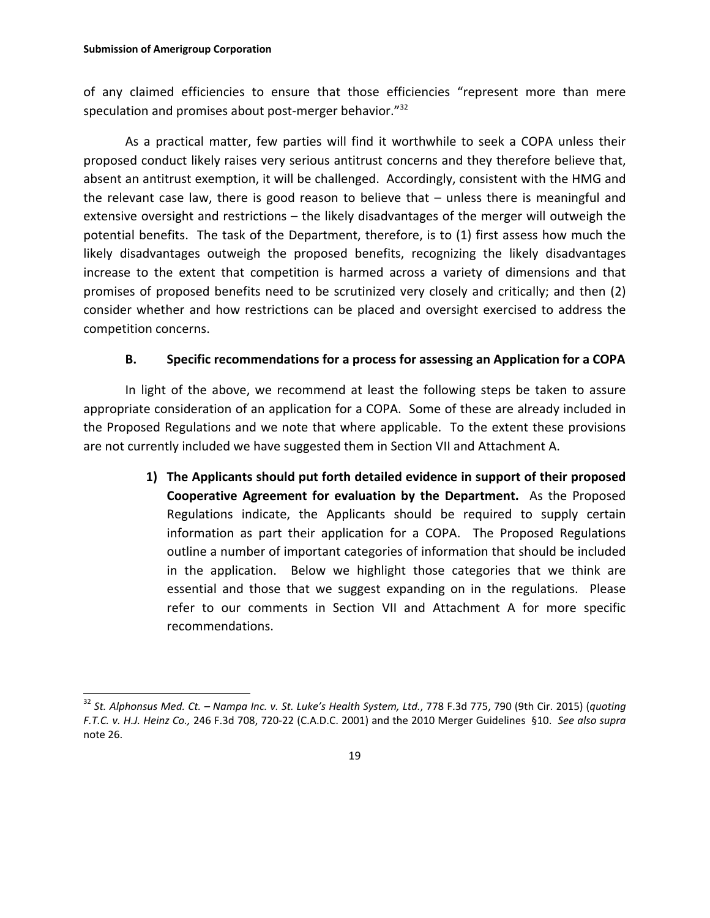of any claimed efficiencies to ensure that those efficiencies "represent more than mere speculation and promises about post-merger behavior."[32]

As a practical matter, few parties will find it worthwhile to seek a COPA unless their proposed conduct likely raises very serious antitrust concerns and they therefore believe that, absent an antitrust exemption, it will be challenged. Accordingly, consistent with the HMG and the relevant case law, there is good reason to believe that – unless there is meaningful and extensive oversight and restrictions – the likely disadvantages of the merger will outweigh the potential benefits. The task of the Department, therefore, is to (1) first assess how much the likely disadvantages outweigh the proposed benefits, recognizing the likely disadvantages increase to the extent that competition is harmed across a variety of dimensions and that promises of proposed benefits need to be scrutinized very closely and critically; and then (2) consider whether and how restrictions can be placed and oversight exercised to address the competition concerns.

### B. Specific recommendations for a process for assessing an Application for a COPA

In light of the above, we recommend at least the following steps be taken to assure appropriate consideration of an application for a COPA. Some of these are already included in the Proposed Regulations and we note that where applicable. To the extent these provisions are not currently included we have suggested them in Section VII and Attachment A.

1) **The Applicants should put forth detailed evidence in support of their proposed Cooperative Agreement for evaluation by the Department.** As the Proposed Regulations indicate, the Applicants should be required to supply certain information as part their application for a COPA. The Proposed Regulations outline a number of important categories of information that should be included in the application. Below we highlight those categories that we think are essential and those that we suggest expanding on in the regulations. Please refer to our comments in Section VII and Attachment A for more specific recommendations.

---

[32] *St. Alphonsus Med. Ct. – Nampa Inc. v. St. Luke's Health System, Ltd.*, 778 F.3d 775, 790 (9th Cir. 2015) (*quoting F.T.C. v. H.J. Heinz Co.,* 246 F.3d 708, 720-22 (C.A.D.C. 2001) and the 2010 Merger Guidelines §10. *See also supra* note 26.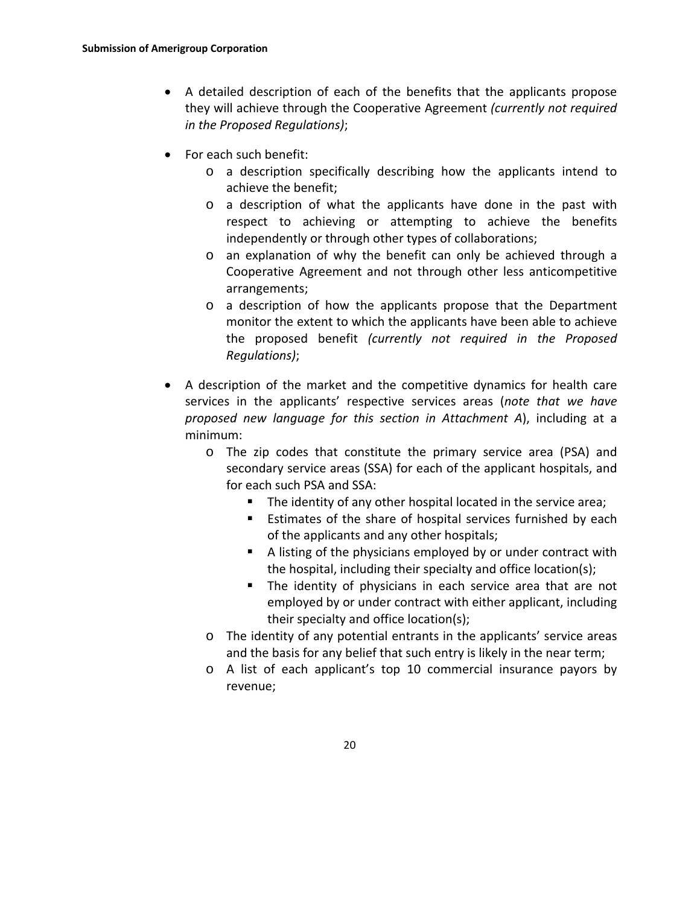- A detailed description of each of the benefits that the applicants propose they will achieve through the Cooperative Agreement *(currently not required in the Proposed Regulations)*;
- For each such benefit:
  - a description specifically describing how the applicants intend to achieve the benefit;
  - a description of what the applicants have done in the past with respect to achieving or attempting to achieve the benefits independently or through other types of collaborations;
  - an explanation of why the benefit can only be achieved through a Cooperative Agreement and not through other less anticompetitive arrangements;
  - a description of how the applicants propose that the Department monitor the extent to which the applicants have been able to achieve the proposed benefit *(currently not required in the Proposed Regulations)*;
- A description of the market and the competitive dynamics for health care services in the applicants' respective services areas (*note that we have proposed new language for this section in Attachment A*), including at a minimum:
  - The zip codes that constitute the primary service area (PSA) and secondary service areas (SSA) for each of the applicant hospitals, and for each such PSA and SSA:
    - The identity of any other hospital located in the service area;
    - Estimates of the share of hospital services furnished by each of the applicants and any other hospitals;
    - A listing of the physicians employed by or under contract with the hospital, including their specialty and office location(s);
    - The identity of physicians in each service area that are not employed by or under contract with either applicant, including their specialty and office location(s);
  - The identity of any potential entrants in the applicants' service areas and the basis for any belief that such entry is likely in the near term;
  - A list of each applicant's top 10 commercial insurance payors by revenue;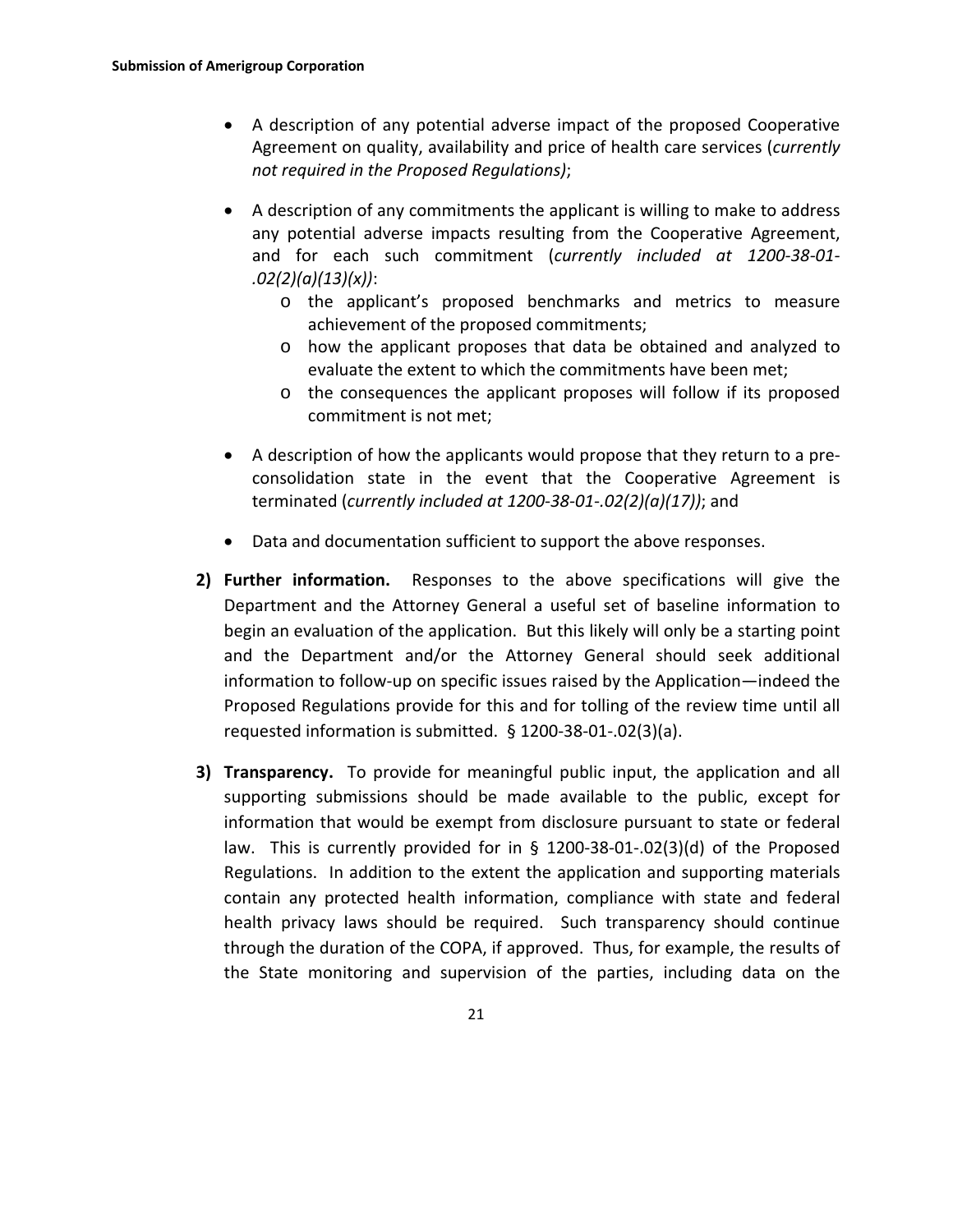- A description of any potential adverse impact of the proposed Cooperative Agreement on quality, availability and price of health care services (*currently not required in the Proposed Regulations)*;

- A description of any commitments the applicant is willing to make to address any potential adverse impacts resulting from the Cooperative Agreement, and for each such commitment (*currently included at 1200-38-01-.02(2)(a)(13)(x))*:
    - o the applicant's proposed benchmarks and metrics to measure achievement of the proposed commitments;
    - o how the applicant proposes that data be obtained and analyzed to evaluate the extent to which the commitments have been met;
    - o the consequences the applicant proposes will follow if its proposed commitment is not met;

- A description of how the applicants would propose that they return to a pre-consolidation state in the event that the Cooperative Agreement is terminated (*currently included at 1200-38-01-.02(2)(a)(17))*; and

- Data and documentation sufficient to support the above responses.

2) **Further information.** Responses to the above specifications will give the Department and the Attorney General a useful set of baseline information to begin an evaluation of the application. But this likely will only be a starting point and the Department and/or the Attorney General should seek additional information to follow-up on specific issues raised by the Application—indeed the Proposed Regulations provide for this and for tolling of the review time until all requested information is submitted. § 1200-38-01-.02(3)(a).

3) **Transparency.** To provide for meaningful public input, the application and all supporting submissions should be made available to the public, except for information that would be exempt from disclosure pursuant to state or federal law. This is currently provided for in § 1200-38-01-.02(3)(d) of the Proposed Regulations. In addition to the extent the application and supporting materials contain any protected health information, compliance with state and federal health privacy laws should be required. Such transparency should continue through the duration of the COPA, if approved. Thus, for example, the results of the State monitoring and supervision of the parties, including data on the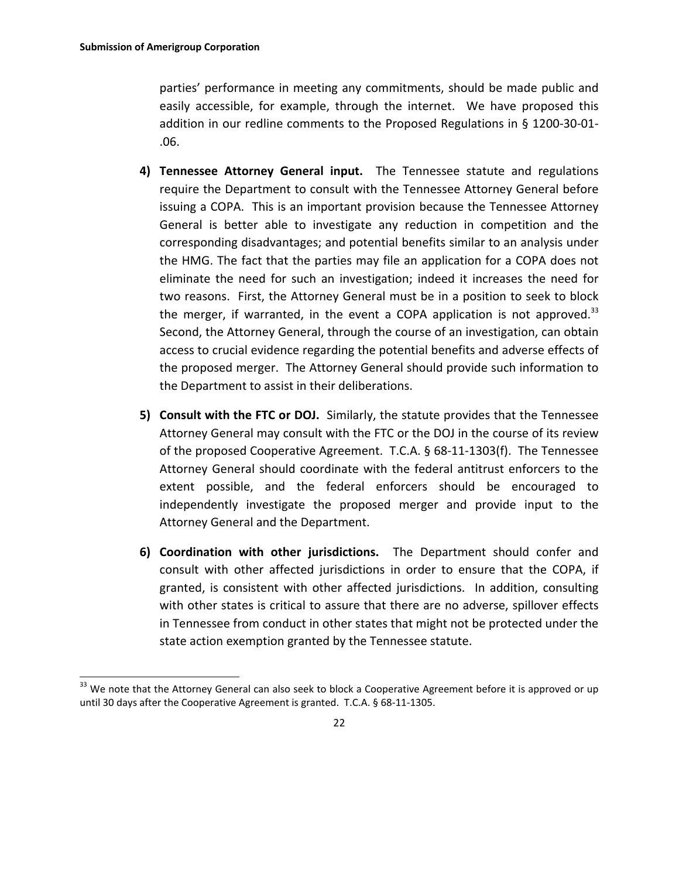parties' performance in meeting any commitments, should be made public and easily accessible, for example, through the internet. We have proposed this addition in our redline comments to the Proposed Regulations in § 1200-30-01-.06.

4) **Tennessee Attorney General input.** The Tennessee statute and regulations require the Department to consult with the Tennessee Attorney General before issuing a COPA. This is an important provision because the Tennessee Attorney General is better able to investigate any reduction in competition and the corresponding disadvantages; and potential benefits similar to an analysis under the HMG. The fact that the parties may file an application for a COPA does not eliminate the need for such an investigation; indeed it increases the need for two reasons. First, the Attorney General must be in a position to seek to block the merger, if warranted, in the event a COPA application is not approved.[33] Second, the Attorney General, through the course of an investigation, can obtain access to crucial evidence regarding the potential benefits and adverse effects of the proposed merger. The Attorney General should provide such information to the Department to assist in their deliberations.

5) **Consult with the FTC or DOJ.** Similarly, the statute provides that the Tennessee Attorney General may consult with the FTC or the DOJ in the course of its review of the proposed Cooperative Agreement. T.C.A. § 68-11-1303(f). The Tennessee Attorney General should coordinate with the federal antitrust enforcers to the extent possible, and the federal enforcers should be encouraged to independently investigate the proposed merger and provide input to the Attorney General and the Department.

6) **Coordination with other jurisdictions.** The Department should confer and consult with other affected jurisdictions in order to ensure that the COPA, if granted, is consistent with other affected jurisdictions. In addition, consulting with other states is critical to assure that there are no adverse, spillover effects in Tennessee from conduct in other states that might not be protected under the state action exemption granted by the Tennessee statute.

[33] We note that the Attorney General can also seek to block a Cooperative Agreement before it is approved or up until 30 days after the Cooperative Agreement is granted. T.C.A. § 68-11-1305.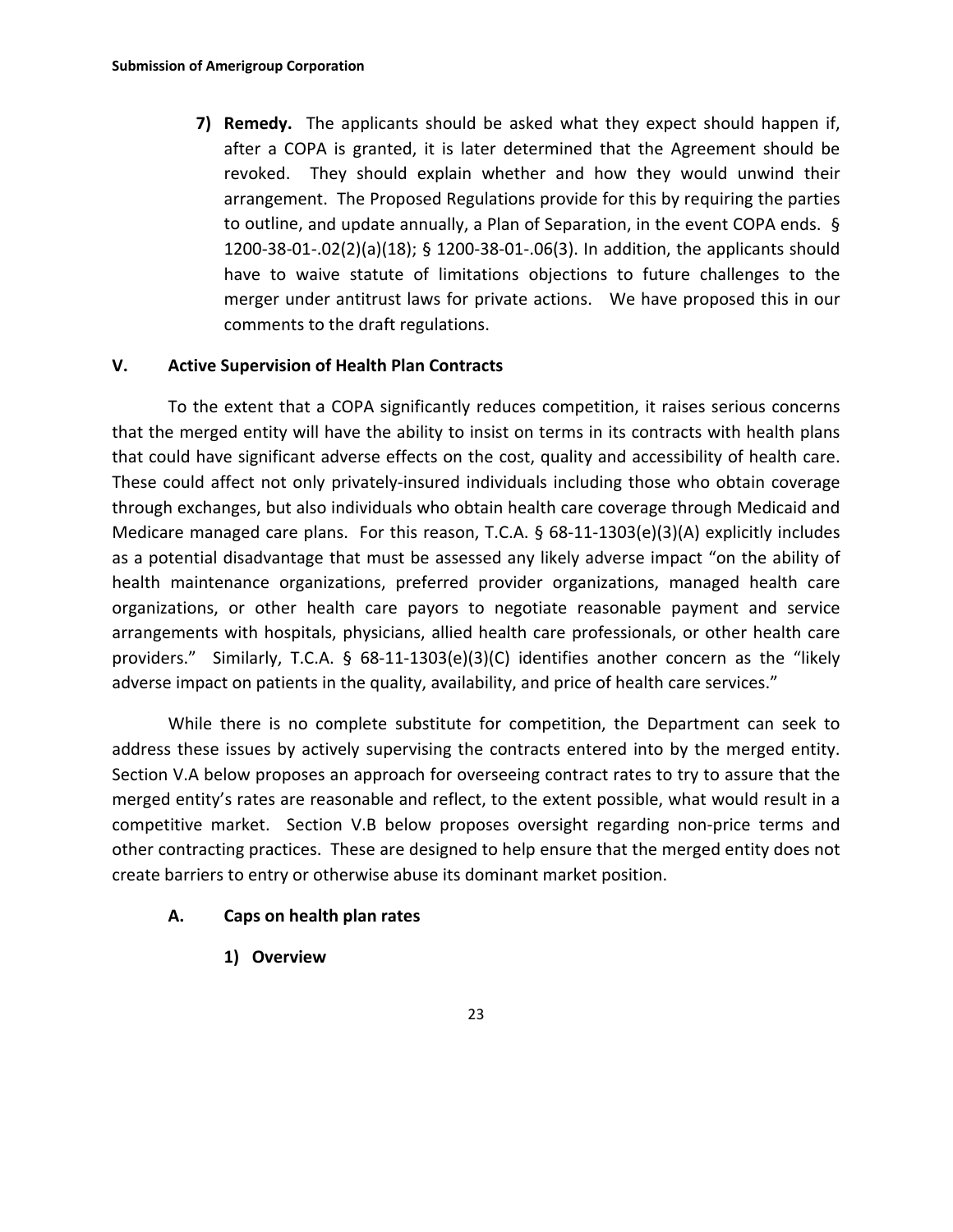7) **Remedy.** The applicants should be asked what they expect should happen if, after a COPA is granted, it is later determined that the Agreement should be revoked. They should explain whether and how they would unwind their arrangement. The Proposed Regulations provide for this by requiring the parties to outline, and update annually, a Plan of Separation, in the event COPA ends. § 1200-38-01-.02(2)(a)(18); § 1200-38-01-.06(3). In addition, the applicants should have to waive statute of limitations objections to future challenges to the merger under antitrust laws for private actions. We have proposed this in our comments to the draft regulations.

## V. Active Supervision of Health Plan Contracts

To the extent that a COPA significantly reduces competition, it raises serious concerns that the merged entity will have the ability to insist on terms in its contracts with health plans that could have significant adverse effects on the cost, quality and accessibility of health care. These could affect not only privately-insured individuals including those who obtain coverage through exchanges, but also individuals who obtain health care coverage through Medicaid and Medicare managed care plans. For this reason, T.C.A. § 68-11-1303(e)(3)(A) explicitly includes as a potential disadvantage that must be assessed any likely adverse impact "on the ability of health maintenance organizations, preferred provider organizations, managed health care organizations, or other health care payors to negotiate reasonable payment and service arrangements with hospitals, physicians, allied health care professionals, or other health care providers." Similarly, T.C.A. § 68-11-1303(e)(3)(C) identifies another concern as the "likely adverse impact on patients in the quality, availability, and price of health care services."

While there is no complete substitute for competition, the Department can seek to address these issues by actively supervising the contracts entered into by the merged entity. Section V.A below proposes an approach for overseeing contract rates to try to assure that the merged entity's rates are reasonable and reflect, to the extent possible, what would result in a competitive market. Section V.B below proposes oversight regarding non-price terms and other contracting practices. These are designed to help ensure that the merged entity does not create barriers to entry or otherwise abuse its dominant market position.

### A. Caps on health plan rates

#### 1) Overview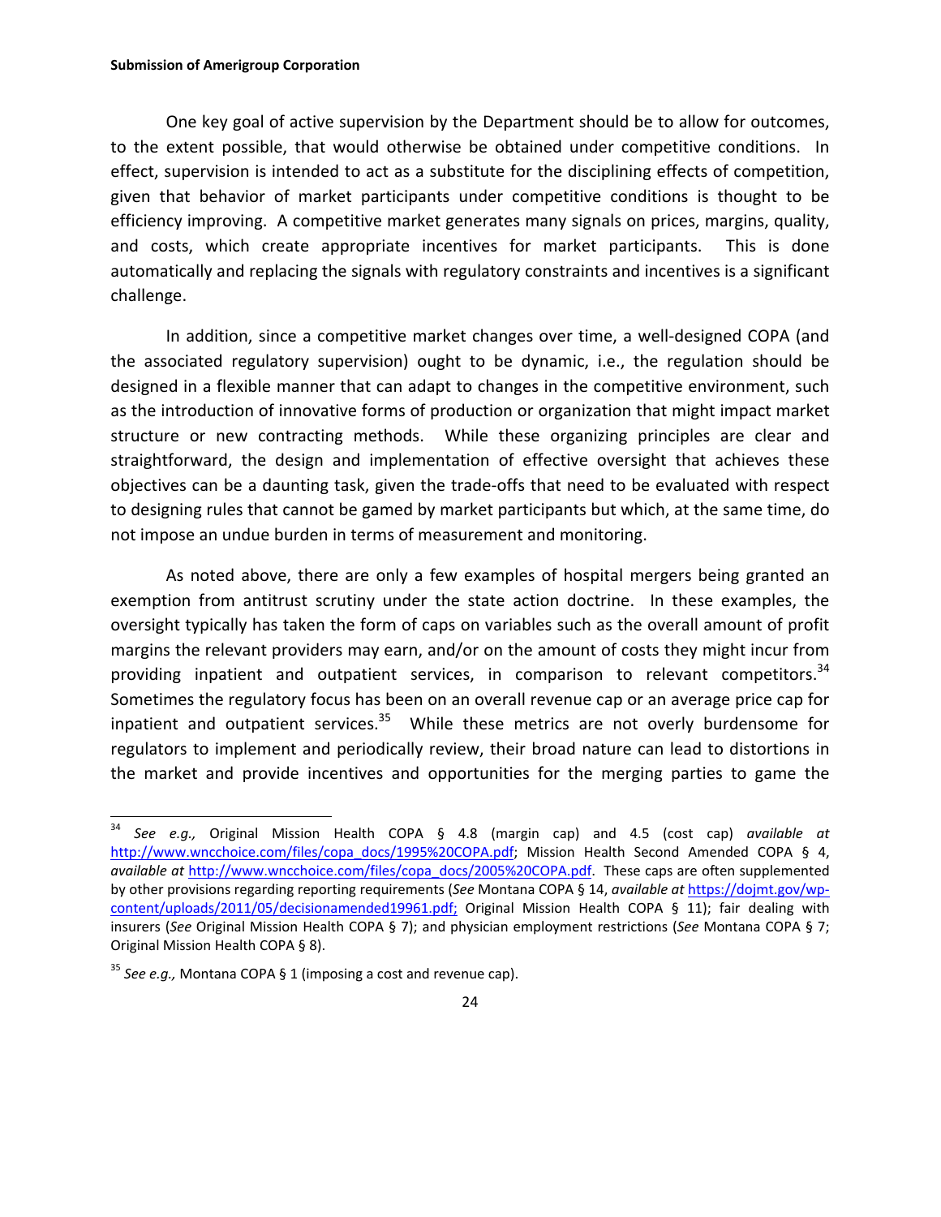One key goal of active supervision by the Department should be to allow for outcomes, to the extent possible, that would otherwise be obtained under competitive conditions. In effect, supervision is intended to act as a substitute for the disciplining effects of competition, given that behavior of market participants under competitive conditions is thought to be efficiency improving. A competitive market generates many signals on prices, margins, quality, and costs, which create appropriate incentives for market participants. This is done automatically and replacing the signals with regulatory constraints and incentives is a significant challenge.

In addition, since a competitive market changes over time, a well-designed COPA (and the associated regulatory supervision) ought to be dynamic, i.e., the regulation should be designed in a flexible manner that can adapt to changes in the competitive environment, such as the introduction of innovative forms of production or organization that might impact market structure or new contracting methods. While these organizing principles are clear and straightforward, the design and implementation of effective oversight that achieves these objectives can be a daunting task, given the trade-offs that need to be evaluated with respect to designing rules that cannot be gamed by market participants but which, at the same time, do not impose an undue burden in terms of measurement and monitoring.

As noted above, there are only a few examples of hospital mergers being granted an exemption from antitrust scrutiny under the state action doctrine. In these examples, the oversight typically has taken the form of caps on variables such as the overall amount of profit margins the relevant providers may earn, and/or on the amount of costs they might incur from providing inpatient and outpatient services, in comparison to relevant competitors.[34] Sometimes the regulatory focus has been on an overall revenue cap or an average price cap for inpatient and outpatient services.[35] While these metrics are not overly burdensome for regulators to implement and periodically review, their broad nature can lead to distortions in the market and provide incentives and opportunities for the merging parties to game the

---

[34] *See e.g.,* Original Mission Health COPA § 4.8 (margin cap) and 4.5 (cost cap) *available at* http://www.wncchoice.com/files/copa_docs/1995%20COPA.pdf; Mission Health Second Amended COPA § 4, *available at* http://www.wncchoice.com/files/copa_docs/2005%20COPA.pdf. These caps are often supplemented by other provisions regarding reporting requirements (*See* Montana COPA § 14, *available at* https://dojmt.gov/wp-content/uploads/2011/05/decisionamended19961.pdf; Original Mission Health COPA § 11); fair dealing with insurers (*See* Original Mission Health COPA § 7); and physician employment restrictions (*See* Montana COPA § 7; Original Mission Health COPA § 8).

[35] *See e.g.,* Montana COPA § 1 (imposing a cost and revenue cap).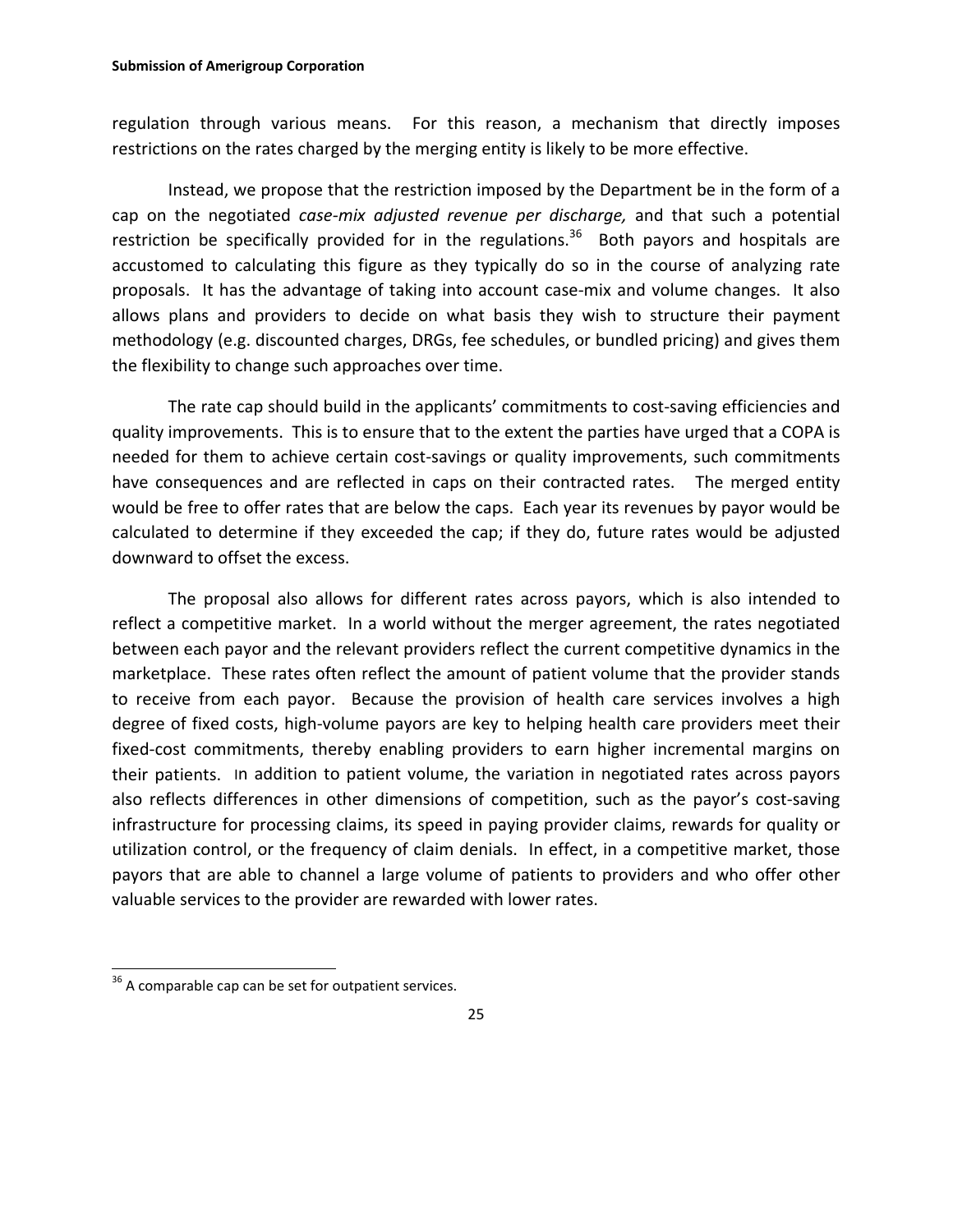regulation through various means. For this reason, a mechanism that directly imposes restrictions on the rates charged by the merging entity is likely to be more effective.

Instead, we propose that the restriction imposed by the Department be in the form of a cap on the negotiated *case-mix adjusted revenue per discharge,* and that such a potential restriction be specifically provided for in the regulations.[36] Both payors and hospitals are accustomed to calculating this figure as they typically do so in the course of analyzing rate proposals. It has the advantage of taking into account case-mix and volume changes. It also allows plans and providers to decide on what basis they wish to structure their payment methodology (e.g. discounted charges, DRGs, fee schedules, or bundled pricing) and gives them the flexibility to change such approaches over time.

The rate cap should build in the applicants' commitments to cost-saving efficiencies and quality improvements. This is to ensure that to the extent the parties have urged that a COPA is needed for them to achieve certain cost-savings or quality improvements, such commitments have consequences and are reflected in caps on their contracted rates. The merged entity would be free to offer rates that are below the caps. Each year its revenues by payor would be calculated to determine if they exceeded the cap; if they do, future rates would be adjusted downward to offset the excess.

The proposal also allows for different rates across payors, which is also intended to reflect a competitive market. In a world without the merger agreement, the rates negotiated between each payor and the relevant providers reflect the current competitive dynamics in the marketplace. These rates often reflect the amount of patient volume that the provider stands to receive from each payor. Because the provision of health care services involves a high degree of fixed costs, high-volume payors are key to helping health care providers meet their fixed-cost commitments, thereby enabling providers to earn higher incremental margins on their patients. In addition to patient volume, the variation in negotiated rates across payors also reflects differences in other dimensions of competition, such as the payor's cost-saving infrastructure for processing claims, its speed in paying provider claims, rewards for quality or utilization control, or the frequency of claim denials. In effect, in a competitive market, those payors that are able to channel a large volume of patients to providers and who offer other valuable services to the provider are rewarded with lower rates.

---

[36] A comparable cap can be set for outpatient services.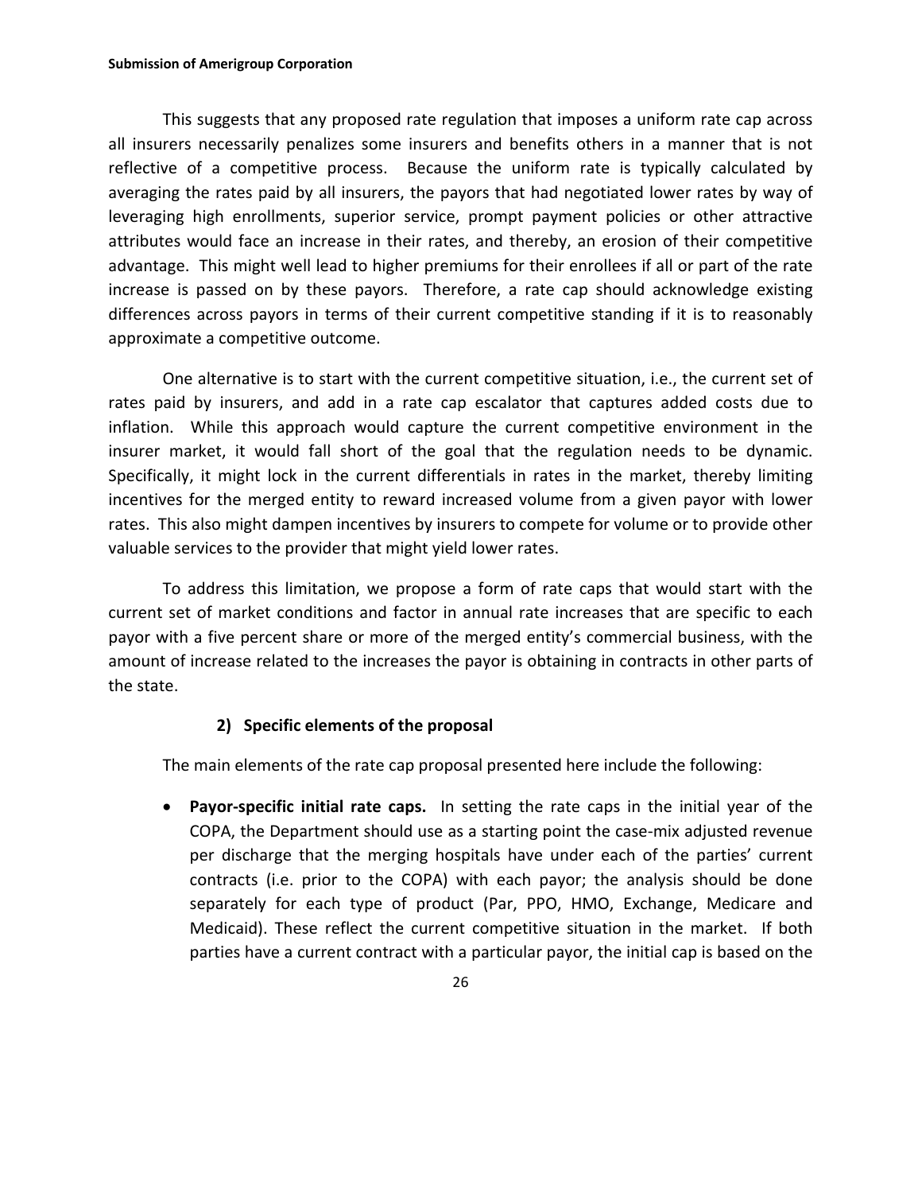This suggests that any proposed rate regulation that imposes a uniform rate cap across all insurers necessarily penalizes some insurers and benefits others in a manner that is not reflective of a competitive process. Because the uniform rate is typically calculated by averaging the rates paid by all insurers, the payors that had negotiated lower rates by way of leveraging high enrollments, superior service, prompt payment policies or other attractive attributes would face an increase in their rates, and thereby, an erosion of their competitive advantage. This might well lead to higher premiums for their enrollees if all or part of the rate increase is passed on by these payors. Therefore, a rate cap should acknowledge existing differences across payors in terms of their current competitive standing if it is to reasonably approximate a competitive outcome.

One alternative is to start with the current competitive situation, i.e., the current set of rates paid by insurers, and add in a rate cap escalator that captures added costs due to inflation. While this approach would capture the current competitive environment in the insurer market, it would fall short of the goal that the regulation needs to be dynamic. Specifically, it might lock in the current differentials in rates in the market, thereby limiting incentives for the merged entity to reward increased volume from a given payor with lower rates. This also might dampen incentives by insurers to compete for volume or to provide other valuable services to the provider that might yield lower rates.

To address this limitation, we propose a form of rate caps that would start with the current set of market conditions and factor in annual rate increases that are specific to each payor with a five percent share or more of the merged entity's commercial business, with the amount of increase related to the increases the payor is obtaining in contracts in other parts of the state.

#### 2) Specific elements of the proposal

The main elements of the rate cap proposal presented here include the following:

- **Payor-specific initial rate caps.** In setting the rate caps in the initial year of the COPA, the Department should use as a starting point the case-mix adjusted revenue per discharge that the merging hospitals have under each of the parties' current contracts (i.e. prior to the COPA) with each payor; the analysis should be done separately for each type of product (Par, PPO, HMO, Exchange, Medicare and Medicaid). These reflect the current competitive situation in the market. If both parties have a current contract with a particular payor, the initial cap is based on the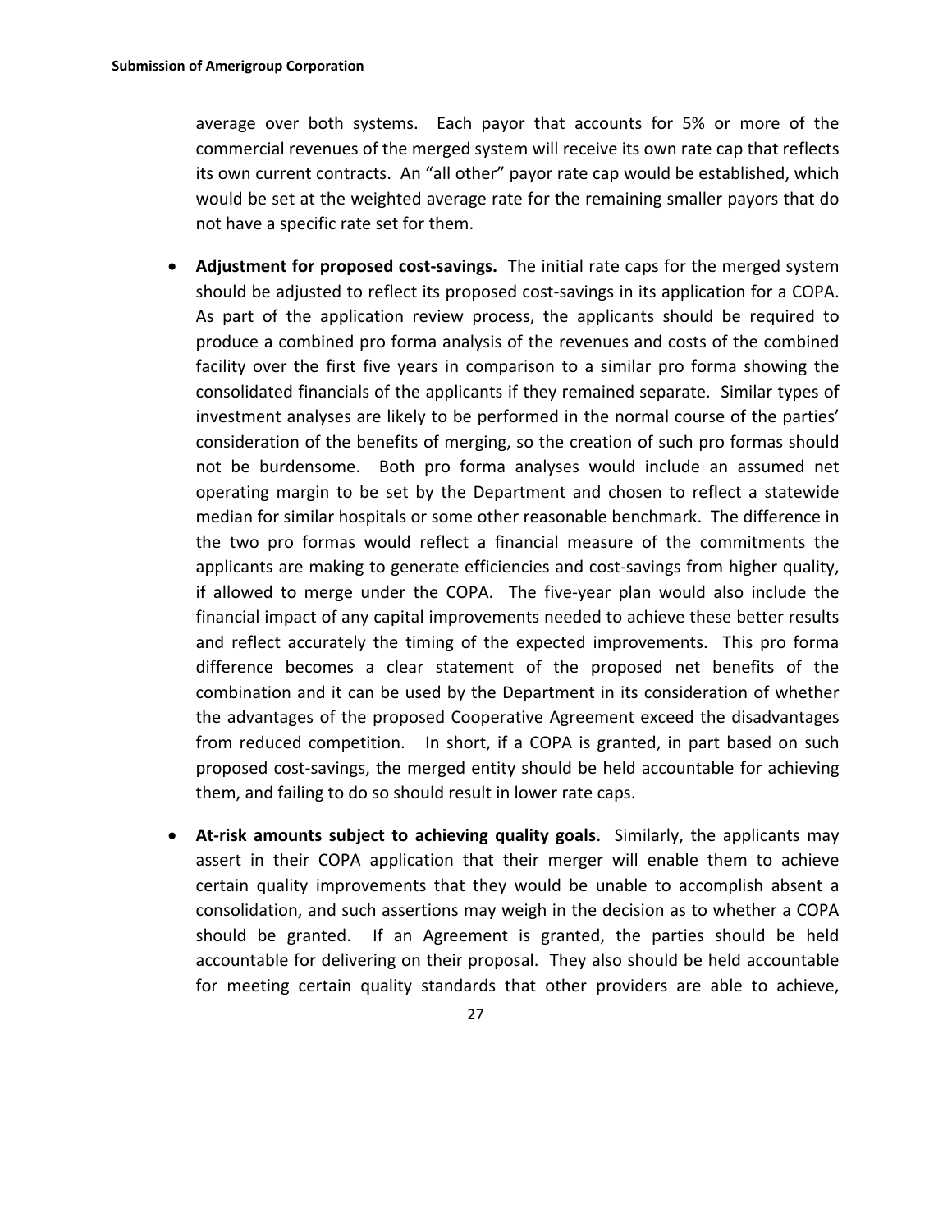average over both systems. Each payor that accounts for 5% or more of the commercial revenues of the merged system will receive its own rate cap that reflects its own current contracts. An "all other" payor rate cap would be established, which would be set at the weighted average rate for the remaining smaller payors that do not have a specific rate set for them.

- **Adjustment for proposed cost-savings.** The initial rate caps for the merged system should be adjusted to reflect its proposed cost-savings in its application for a COPA. As part of the application review process, the applicants should be required to produce a combined pro forma analysis of the revenues and costs of the combined facility over the first five years in comparison to a similar pro forma showing the consolidated financials of the applicants if they remained separate. Similar types of investment analyses are likely to be performed in the normal course of the parties' consideration of the benefits of merging, so the creation of such pro formas should not be burdensome. Both pro forma analyses would include an assumed net operating margin to be set by the Department and chosen to reflect a statewide median for similar hospitals or some other reasonable benchmark. The difference in the two pro formas would reflect a financial measure of the commitments the applicants are making to generate efficiencies and cost-savings from higher quality, if allowed to merge under the COPA. The five-year plan would also include the financial impact of any capital improvements needed to achieve these better results and reflect accurately the timing of the expected improvements. This pro forma difference becomes a clear statement of the proposed net benefits of the combination and it can be used by the Department in its consideration of whether the advantages of the proposed Cooperative Agreement exceed the disadvantages from reduced competition. In short, if a COPA is granted, in part based on such proposed cost-savings, the merged entity should be held accountable for achieving them, and failing to do so should result in lower rate caps.

- **At-risk amounts subject to achieving quality goals.** Similarly, the applicants may assert in their COPA application that their merger will enable them to achieve certain quality improvements that they would be unable to accomplish absent a consolidation, and such assertions may weigh in the decision as to whether a COPA should be granted. If an Agreement is granted, the parties should be held accountable for delivering on their proposal. They also should be held accountable for meeting certain quality standards that other providers are able to achieve,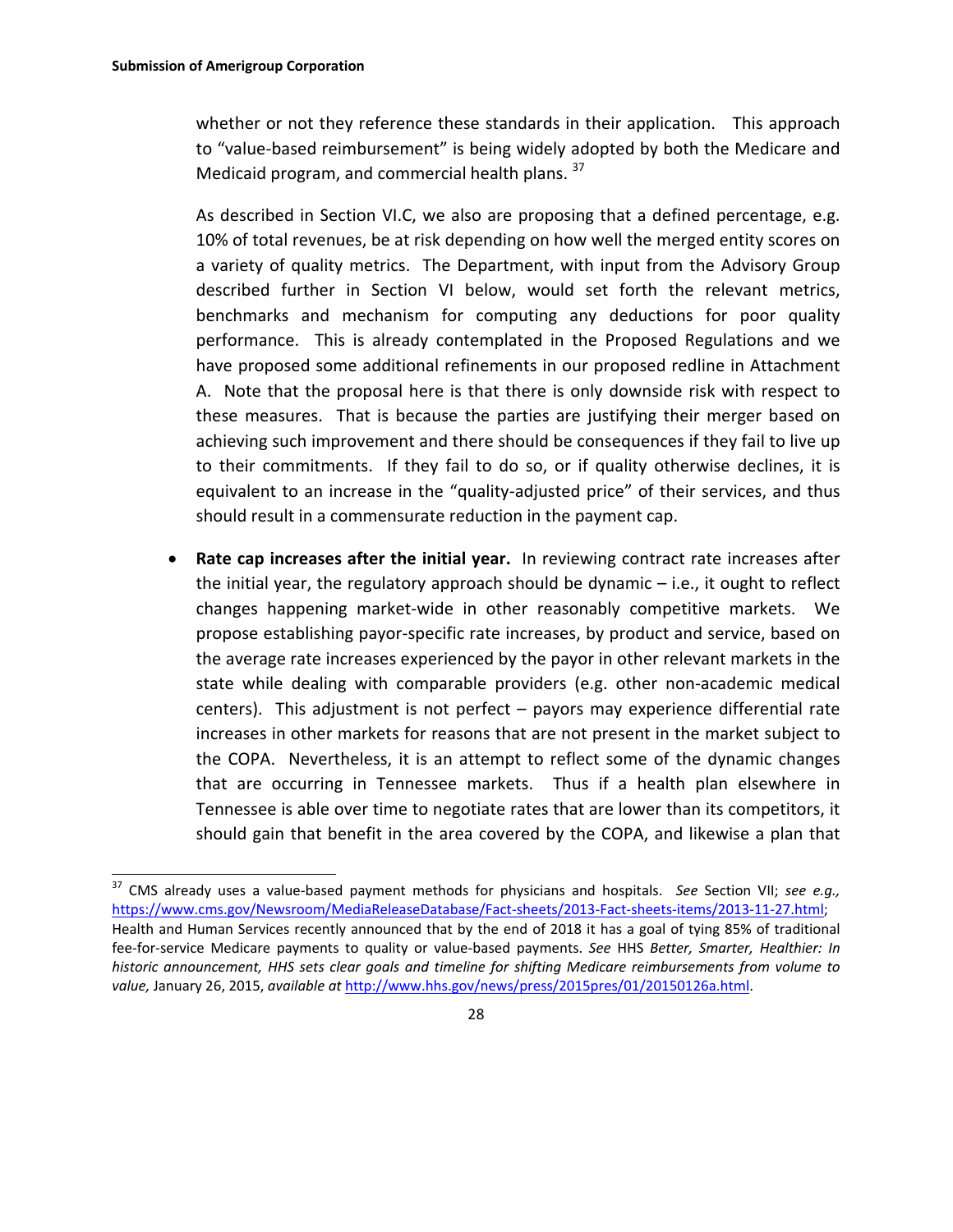whether or not they reference these standards in their application. This approach to "value-based reimbursement" is being widely adopted by both the Medicare and Medicaid program, and commercial health plans. [37]

As described in Section VI.C, we also are proposing that a defined percentage, e.g. 10% of total revenues, be at risk depending on how well the merged entity scores on a variety of quality metrics. The Department, with input from the Advisory Group described further in Section VI below, would set forth the relevant metrics, benchmarks and mechanism for computing any deductions for poor quality performance. This is already contemplated in the Proposed Regulations and we have proposed some additional refinements in our proposed redline in Attachment A. Note that the proposal here is that there is only downside risk with respect to these measures. That is because the parties are justifying their merger based on achieving such improvement and there should be consequences if they fail to live up to their commitments. If they fail to do so, or if quality otherwise declines, it is equivalent to an increase in the "quality-adjusted price" of their services, and thus should result in a commensurate reduction in the payment cap.

- **Rate cap increases after the initial year.** In reviewing contract rate increases after the initial year, the regulatory approach should be dynamic – i.e., it ought to reflect changes happening market-wide in other reasonably competitive markets. We propose establishing payor-specific rate increases, by product and service, based on the average rate increases experienced by the payor in other relevant markets in the state while dealing with comparable providers (e.g. other non-academic medical centers). This adjustment is not perfect – payors may experience differential rate increases in other markets for reasons that are not present in the market subject to the COPA. Nevertheless, it is an attempt to reflect some of the dynamic changes that are occurring in Tennessee markets. Thus if a health plan elsewhere in Tennessee is able over time to negotiate rates that are lower than its competitors, it should gain that benefit in the area covered by the COPA, and likewise a plan that

---

[37] CMS already uses a value-based payment methods for physicians and hospitals. *See* Section VII; *see e.g.,* https://www.cms.gov/Newsroom/MediaReleaseDatabase/Fact-sheets/2013-Fact-sheets-items/2013-11-27.html; Health and Human Services recently announced that by the end of 2018 it has a goal of tying 85% of traditional fee-for-service Medicare payments to quality or value-based payments. *See* HHS *Better, Smarter, Healthier: In historic announcement, HHS sets clear goals and timeline for shifting Medicare reimbursements from volume to value,* January 26, 2015, *available at* http://www.hhs.gov/news/press/2015pres/01/20150126a.html.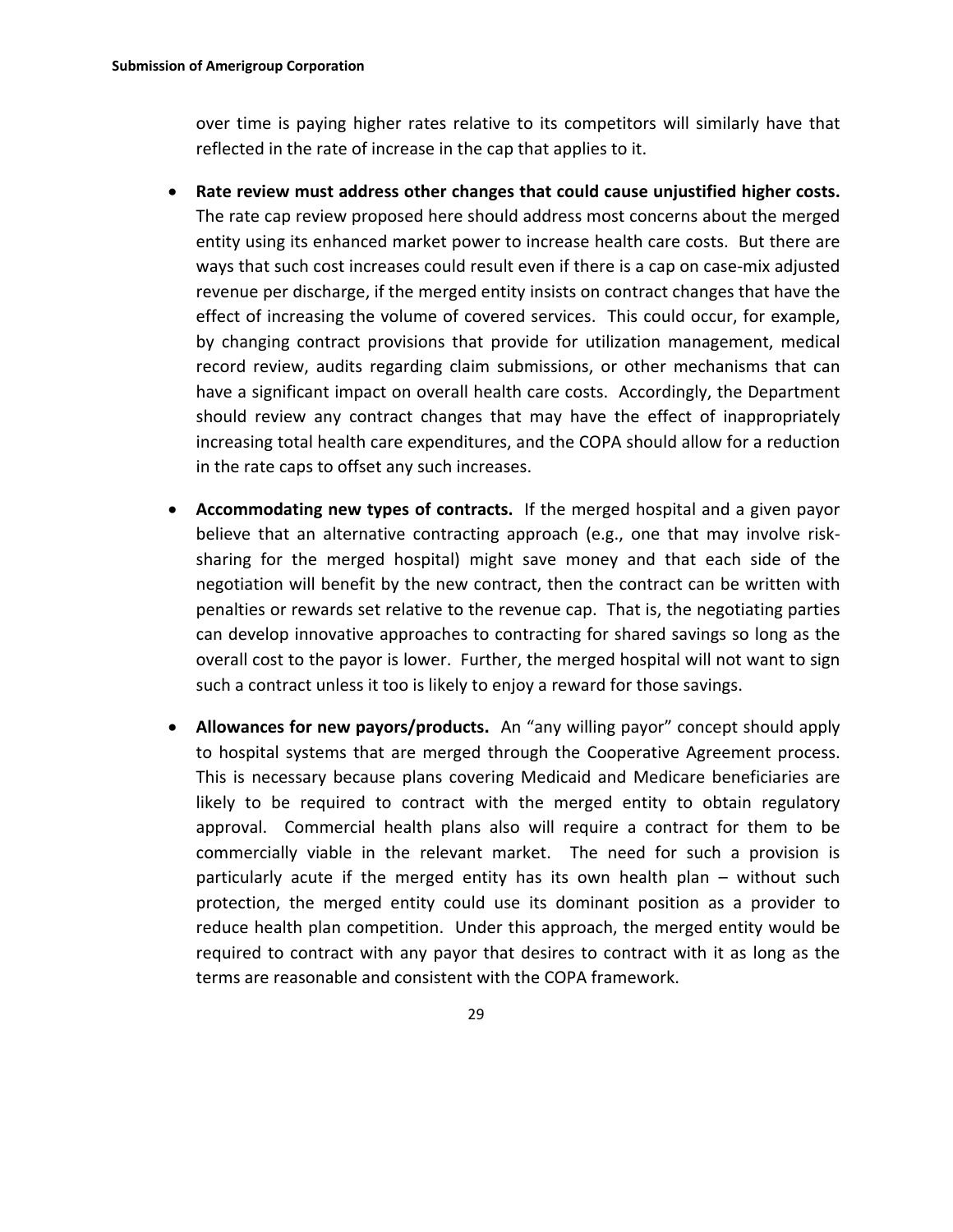over time is paying higher rates relative to its competitors will similarly have that reflected in the rate of increase in the cap that applies to it.

- **Rate review must address other changes that could cause unjustified higher costs.** The rate cap review proposed here should address most concerns about the merged entity using its enhanced market power to increase health care costs. But there are ways that such cost increases could result even if there is a cap on case-mix adjusted revenue per discharge, if the merged entity insists on contract changes that have the effect of increasing the volume of covered services. This could occur, for example, by changing contract provisions that provide for utilization management, medical record review, audits regarding claim submissions, or other mechanisms that can have a significant impact on overall health care costs. Accordingly, the Department should review any contract changes that may have the effect of inappropriately increasing total health care expenditures, and the COPA should allow for a reduction in the rate caps to offset any such increases.

- **Accommodating new types of contracts.** If the merged hospital and a given payor believe that an alternative contracting approach (e.g., one that may involve risk-sharing for the merged hospital) might save money and that each side of the negotiation will benefit by the new contract, then the contract can be written with penalties or rewards set relative to the revenue cap. That is, the negotiating parties can develop innovative approaches to contracting for shared savings so long as the overall cost to the payor is lower. Further, the merged hospital will not want to sign such a contract unless it too is likely to enjoy a reward for those savings.

- **Allowances for new payors/products.** An "any willing payor" concept should apply to hospital systems that are merged through the Cooperative Agreement process. This is necessary because plans covering Medicaid and Medicare beneficiaries are likely to be required to contract with the merged entity to obtain regulatory approval. Commercial health plans also will require a contract for them to be commercially viable in the relevant market. The need for such a provision is particularly acute if the merged entity has its own health plan – without such protection, the merged entity could use its dominant position as a provider to reduce health plan competition. Under this approach, the merged entity would be required to contract with any payor that desires to contract with it as long as the terms are reasonable and consistent with the COPA framework.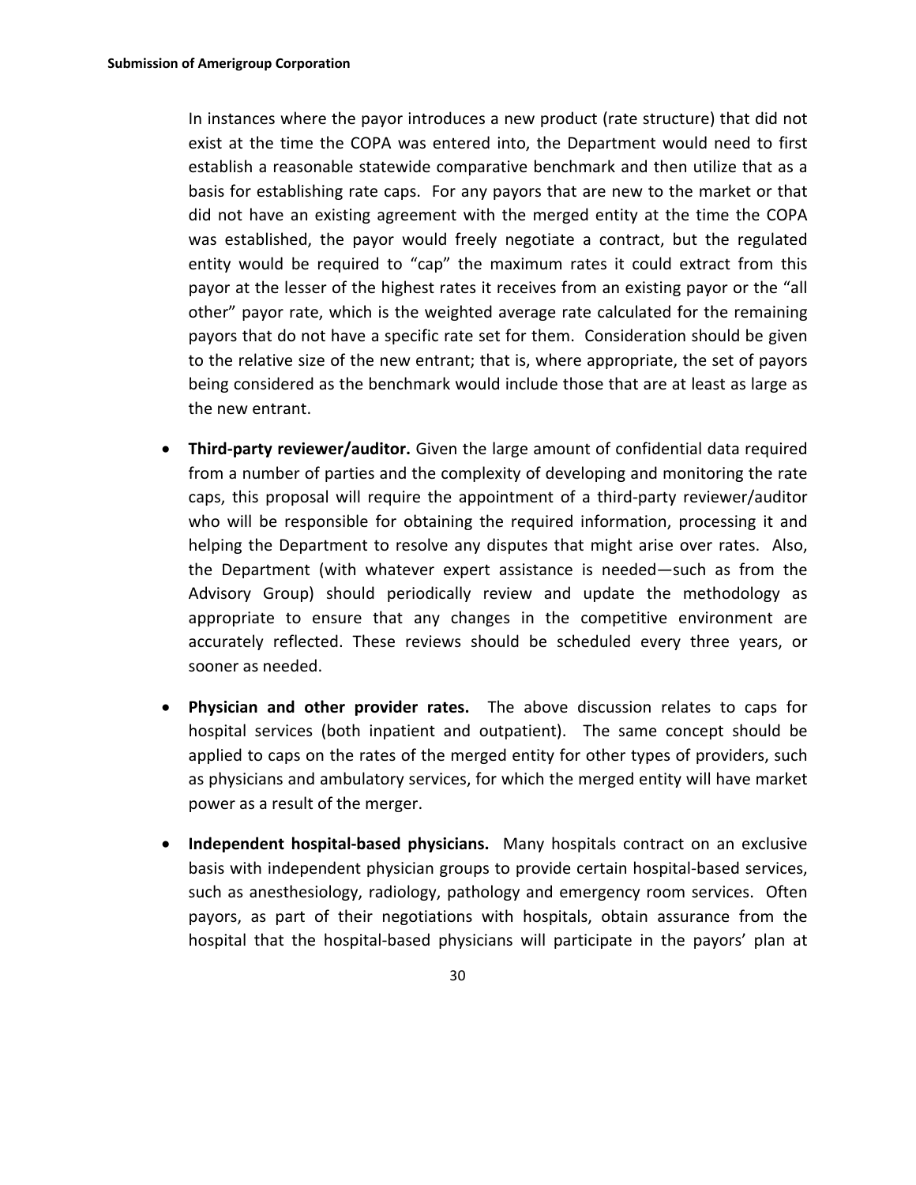In instances where the payor introduces a new product (rate structure) that did not exist at the time the COPA was entered into, the Department would need to first establish a reasonable statewide comparative benchmark and then utilize that as a basis for establishing rate caps. For any payors that are new to the market or that did not have an existing agreement with the merged entity at the time the COPA was established, the payor would freely negotiate a contract, but the regulated entity would be required to "cap" the maximum rates it could extract from this payor at the lesser of the highest rates it receives from an existing payor or the "all other" payor rate, which is the weighted average rate calculated for the remaining payors that do not have a specific rate set for them. Consideration should be given to the relative size of the new entrant; that is, where appropriate, the set of payors being considered as the benchmark would include those that are at least as large as the new entrant.

- **Third-party reviewer/auditor.** Given the large amount of confidential data required from a number of parties and the complexity of developing and monitoring the rate caps, this proposal will require the appointment of a third-party reviewer/auditor who will be responsible for obtaining the required information, processing it and helping the Department to resolve any disputes that might arise over rates. Also, the Department (with whatever expert assistance is needed—such as from the Advisory Group) should periodically review and update the methodology as appropriate to ensure that any changes in the competitive environment are accurately reflected. These reviews should be scheduled every three years, or sooner as needed.

- **Physician and other provider rates.** The above discussion relates to caps for hospital services (both inpatient and outpatient). The same concept should be applied to caps on the rates of the merged entity for other types of providers, such as physicians and ambulatory services, for which the merged entity will have market power as a result of the merger.

- **Independent hospital-based physicians.** Many hospitals contract on an exclusive basis with independent physician groups to provide certain hospital-based services, such as anesthesiology, radiology, pathology and emergency room services. Often payors, as part of their negotiations with hospitals, obtain assurance from the hospital that the hospital-based physicians will participate in the payors' plan at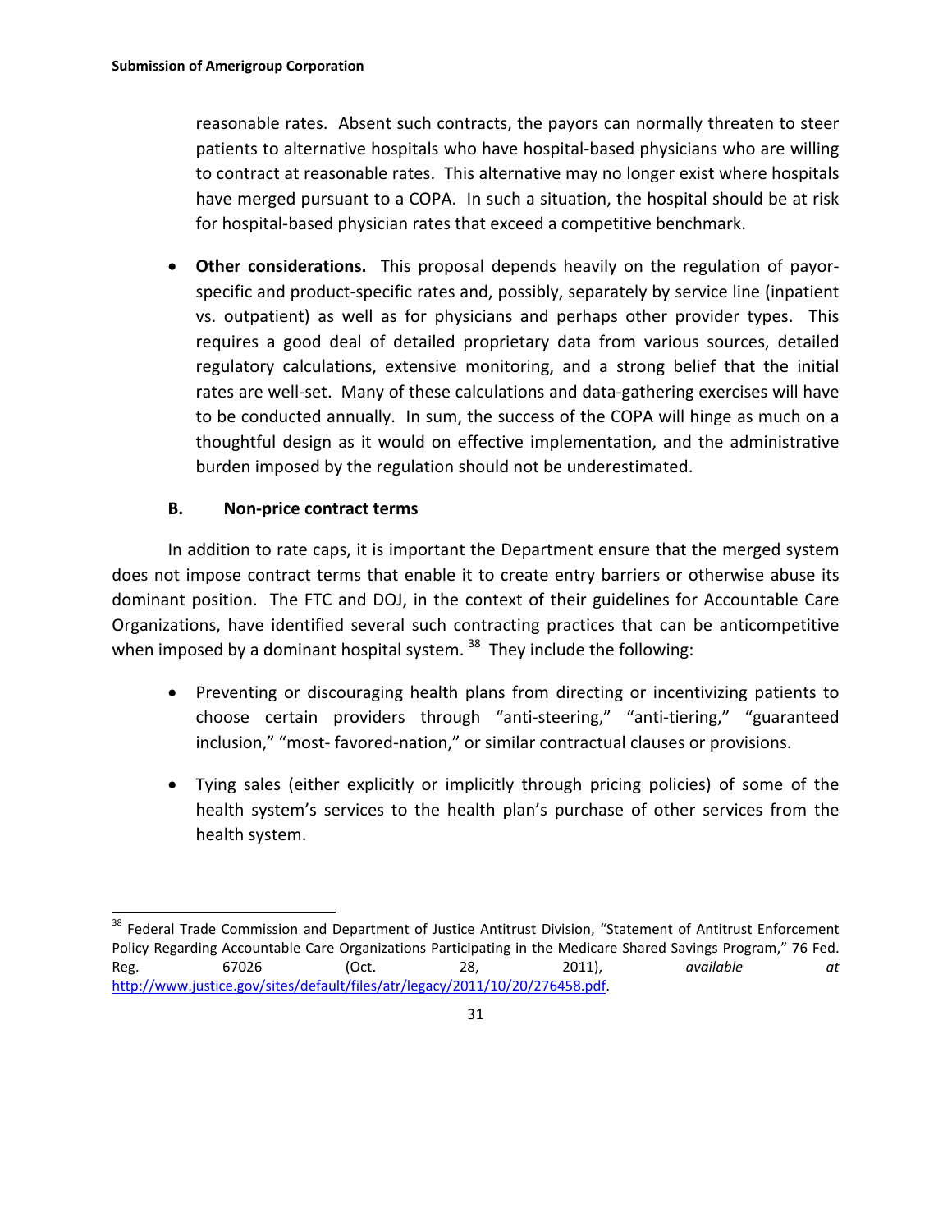reasonable rates. Absent such contracts, the payors can normally threaten to steer patients to alternative hospitals who have hospital-based physicians who are willing to contract at reasonable rates. This alternative may no longer exist where hospitals have merged pursuant to a COPA. In such a situation, the hospital should be at risk for hospital-based physician rates that exceed a competitive benchmark.

- **Other considerations.** This proposal depends heavily on the regulation of payor-specific and product-specific rates and, possibly, separately by service line (inpatient vs. outpatient) as well as for physicians and perhaps other provider types. This requires a good deal of detailed proprietary data from various sources, detailed regulatory calculations, extensive monitoring, and a strong belief that the initial rates are well-set. Many of these calculations and data-gathering exercises will have to be conducted annually. In sum, the success of the COPA will hinge as much on a thoughtful design as it would on effective implementation, and the administrative burden imposed by the regulation should not be underestimated.

### B. Non-price contract terms

In addition to rate caps, it is important the Department ensure that the merged system does not impose contract terms that enable it to create entry barriers or otherwise abuse its dominant position. The FTC and DOJ, in the context of their guidelines for Accountable Care Organizations, have identified several such contracting practices that can be anticompetitive when imposed by a dominant hospital system. [38] They include the following:

- Preventing or discouraging health plans from directing or incentivizing patients to choose certain providers through "anti-steering," "anti-tiering," "guaranteed inclusion," "most- favored-nation," or similar contractual clauses or provisions.

- Tying sales (either explicitly or implicitly through pricing policies) of some of the health system's services to the health plan's purchase of other services from the health system.

[38] Federal Trade Commission and Department of Justice Antitrust Division, "Statement of Antitrust Enforcement Policy Regarding Accountable Care Organizations Participating in the Medicare Shared Savings Program," 76 Fed. Reg. 67026 (Oct. 28, 2011), *available at* http://www.justice.gov/sites/default/files/atr/legacy/2011/10/20/276458.pdf.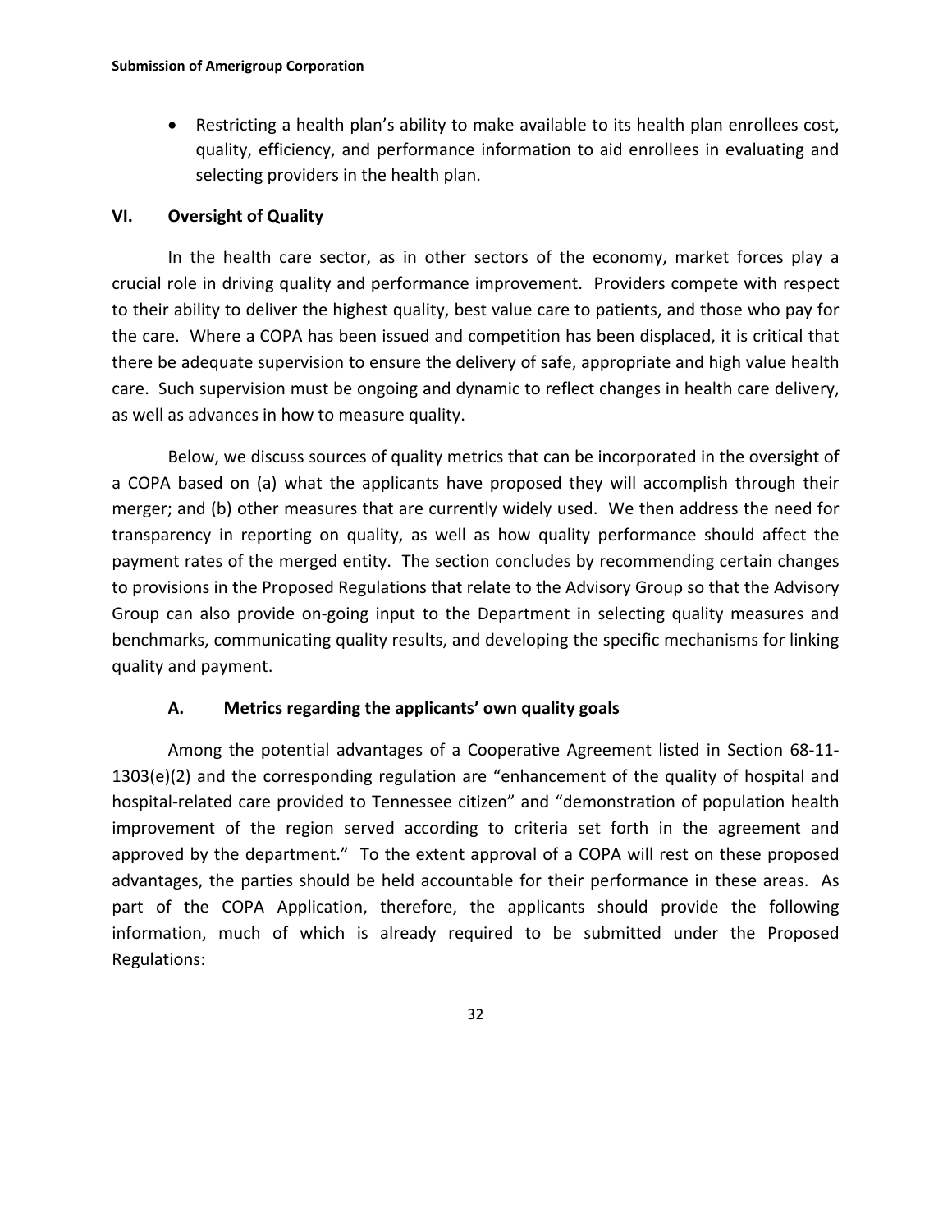- Restricting a health plan's ability to make available to its health plan enrollees cost, quality, efficiency, and performance information to aid enrollees in evaluating and selecting providers in the health plan.

## VI. Oversight of Quality

In the health care sector, as in other sectors of the economy, market forces play a crucial role in driving quality and performance improvement. Providers compete with respect to their ability to deliver the highest quality, best value care to patients, and those who pay for the care. Where a COPA has been issued and competition has been displaced, it is critical that there be adequate supervision to ensure the delivery of safe, appropriate and high value health care. Such supervision must be ongoing and dynamic to reflect changes in health care delivery, as well as advances in how to measure quality.

Below, we discuss sources of quality metrics that can be incorporated in the oversight of a COPA based on (a) what the applicants have proposed they will accomplish through their merger; and (b) other measures that are currently widely used. We then address the need for transparency in reporting on quality, as well as how quality performance should affect the payment rates of the merged entity. The section concludes by recommending certain changes to provisions in the Proposed Regulations that relate to the Advisory Group so that the Advisory Group can also provide on-going input to the Department in selecting quality measures and benchmarks, communicating quality results, and developing the specific mechanisms for linking quality and payment.

### A. Metrics regarding the applicants' own quality goals

Among the potential advantages of a Cooperative Agreement listed in Section 68-11-1303(e)(2) and the corresponding regulation are "enhancement of the quality of hospital and hospital-related care provided to Tennessee citizen" and "demonstration of population health improvement of the region served according to criteria set forth in the agreement and approved by the department." To the extent approval of a COPA will rest on these proposed advantages, the parties should be held accountable for their performance in these areas. As part of the COPA Application, therefore, the applicants should provide the following information, much of which is already required to be submitted under the Proposed Regulations: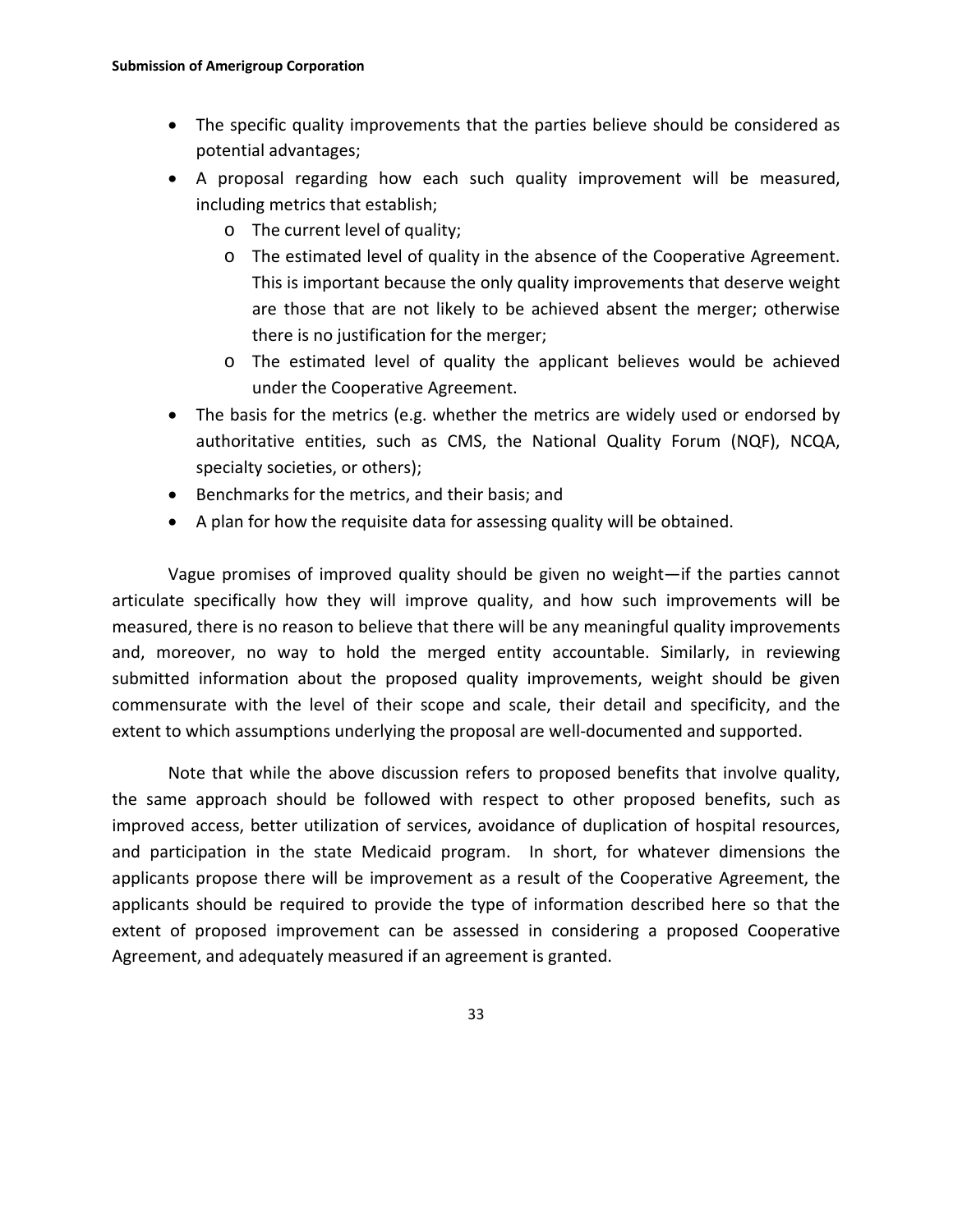- The specific quality improvements that the parties believe should be considered as potential advantages;
- A proposal regarding how each such quality improvement will be measured, including metrics that establish;
  - The current level of quality;
  - The estimated level of quality in the absence of the Cooperative Agreement. This is important because the only quality improvements that deserve weight are those that are not likely to be achieved absent the merger; otherwise there is no justification for the merger;
  - The estimated level of quality the applicant believes would be achieved under the Cooperative Agreement.
- The basis for the metrics (e.g. whether the metrics are widely used or endorsed by authoritative entities, such as CMS, the National Quality Forum (NQF), NCQA, specialty societies, or others);
- Benchmarks for the metrics, and their basis; and
- A plan for how the requisite data for assessing quality will be obtained.

Vague promises of improved quality should be given no weight—if the parties cannot articulate specifically how they will improve quality, and how such improvements will be measured, there is no reason to believe that there will be any meaningful quality improvements and, moreover, no way to hold the merged entity accountable. Similarly, in reviewing submitted information about the proposed quality improvements, weight should be given commensurate with the level of their scope and scale, their detail and specificity, and the extent to which assumptions underlying the proposal are well-documented and supported.

Note that while the above discussion refers to proposed benefits that involve quality, the same approach should be followed with respect to other proposed benefits, such as improved access, better utilization of services, avoidance of duplication of hospital resources, and participation in the state Medicaid program. In short, for whatever dimensions the applicants propose there will be improvement as a result of the Cooperative Agreement, the applicants should be required to provide the type of information described here so that the extent of proposed improvement can be assessed in considering a proposed Cooperative Agreement, and adequately measured if an agreement is granted.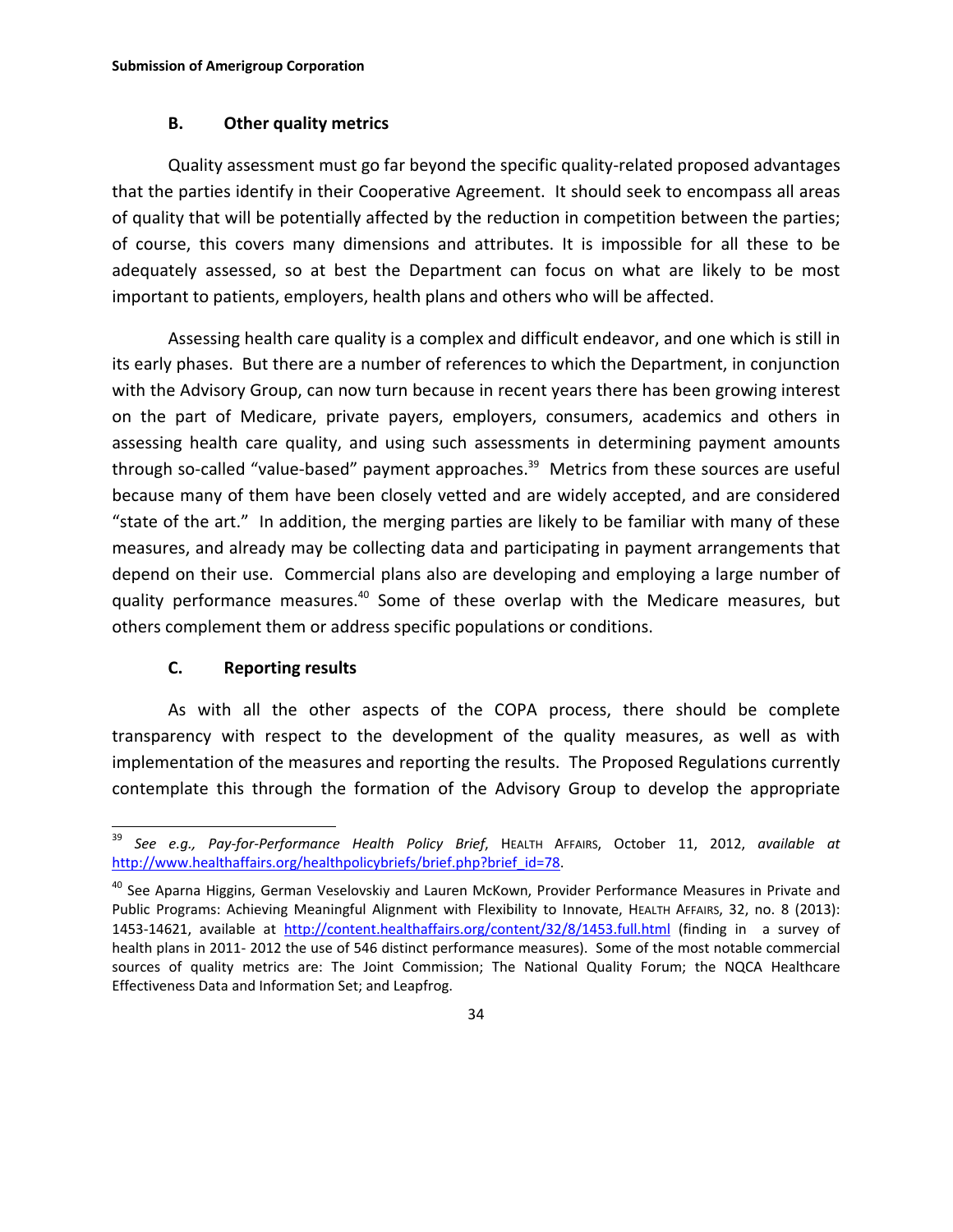### B. Other quality metrics

Quality assessment must go far beyond the specific quality-related proposed advantages that the parties identify in their Cooperative Agreement. It should seek to encompass all areas of quality that will be potentially affected by the reduction in competition between the parties; of course, this covers many dimensions and attributes. It is impossible for all these to be adequately assessed, so at best the Department can focus on what are likely to be most important to patients, employers, health plans and others who will be affected.

Assessing health care quality is a complex and difficult endeavor, and one which is still in its early phases. But there are a number of references to which the Department, in conjunction with the Advisory Group, can now turn because in recent years there has been growing interest on the part of Medicare, private payers, employers, consumers, academics and others in assessing health care quality, and using such assessments in determining payment amounts through so-called "value-based" payment approaches.[39] Metrics from these sources are useful because many of them have been closely vetted and are widely accepted, and are considered "state of the art." In addition, the merging parties are likely to be familiar with many of these measures, and already may be collecting data and participating in payment arrangements that depend on their use. Commercial plans also are developing and employing a large number of quality performance measures.[40] Some of these overlap with the Medicare measures, but others complement them or address specific populations or conditions.

### C. Reporting results

As with all the other aspects of the COPA process, there should be complete transparency with respect to the development of the quality measures, as well as with implementation of the measures and reporting the results. The Proposed Regulations currently contemplate this through the formation of the Advisory Group to develop the appropriate

---

[39] *See e.g., Pay-for-Performance Health Policy Brief*, HEALTH AFFAIRS, October 11, 2012, *available at* http://www.healthaffairs.org/healthpolicybriefs/brief.php?brief_id=78.

[40] See Aparna Higgins, German Veselovskiy and Lauren McKown, Provider Performance Measures in Private and Public Programs: Achieving Meaningful Alignment with Flexibility to Innovate, HEALTH AFFAIRS, 32, no. 8 (2013): 1453-14621, available at http://content.healthaffairs.org/content/32/8/1453.full.html (finding in a survey of health plans in 2011- 2012 the use of 546 distinct performance measures). Some of the most notable commercial sources of quality metrics are: The Joint Commission; The National Quality Forum; the NQCA Healthcare Effectiveness Data and Information Set; and Leapfrog.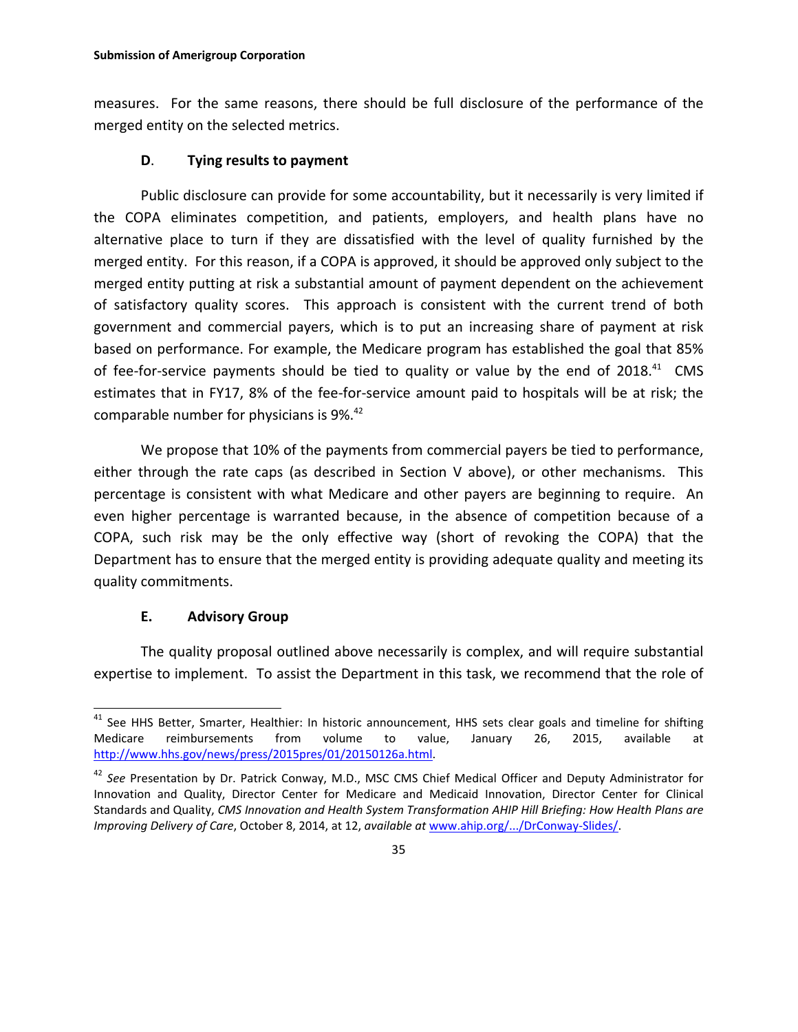measures. For the same reasons, there should be full disclosure of the performance of the merged entity on the selected metrics.

### D. Tying results to payment

Public disclosure can provide for some accountability, but it necessarily is very limited if the COPA eliminates competition, and patients, employers, and health plans have no alternative place to turn if they are dissatisfied with the level of quality furnished by the merged entity. For this reason, if a COPA is approved, it should be approved only subject to the merged entity putting at risk a substantial amount of payment dependent on the achievement of satisfactory quality scores. This approach is consistent with the current trend of both government and commercial payers, which is to put an increasing share of payment at risk based on performance. For example, the Medicare program has established the goal that 85% of fee-for-service payments should be tied to quality or value by the end of 2018.[41] CMS estimates that in FY17, 8% of the fee-for-service amount paid to hospitals will be at risk; the comparable number for physicians is 9%.[42]

We propose that 10% of the payments from commercial payers be tied to performance, either through the rate caps (as described in Section V above), or other mechanisms. This percentage is consistent with what Medicare and other payers are beginning to require. An even higher percentage is warranted because, in the absence of competition because of a COPA, such risk may be the only effective way (short of revoking the COPA) that the Department has to ensure that the merged entity is providing adequate quality and meeting its quality commitments.

### E. Advisory Group

The quality proposal outlined above necessarily is complex, and will require substantial expertise to implement. To assist the Department in this task, we recommend that the role of

---

[41] See HHS Better, Smarter, Healthier: In historic announcement, HHS sets clear goals and timeline for shifting Medicare reimbursements from volume to value, January 26, 2015, available at http://www.hhs.gov/news/press/2015pres/01/20150126a.html.

[42] *See* Presentation by Dr. Patrick Conway, M.D., MSC CMS Chief Medical Officer and Deputy Administrator for Innovation and Quality, Director Center for Medicare and Medicaid Innovation, Director Center for Clinical Standards and Quality, *CMS Innovation and Health System Transformation AHIP Hill Briefing: How Health Plans are Improving Delivery of Care*, October 8, 2014, at 12, *available at* www.ahip.org/.../DrConway-Slides/.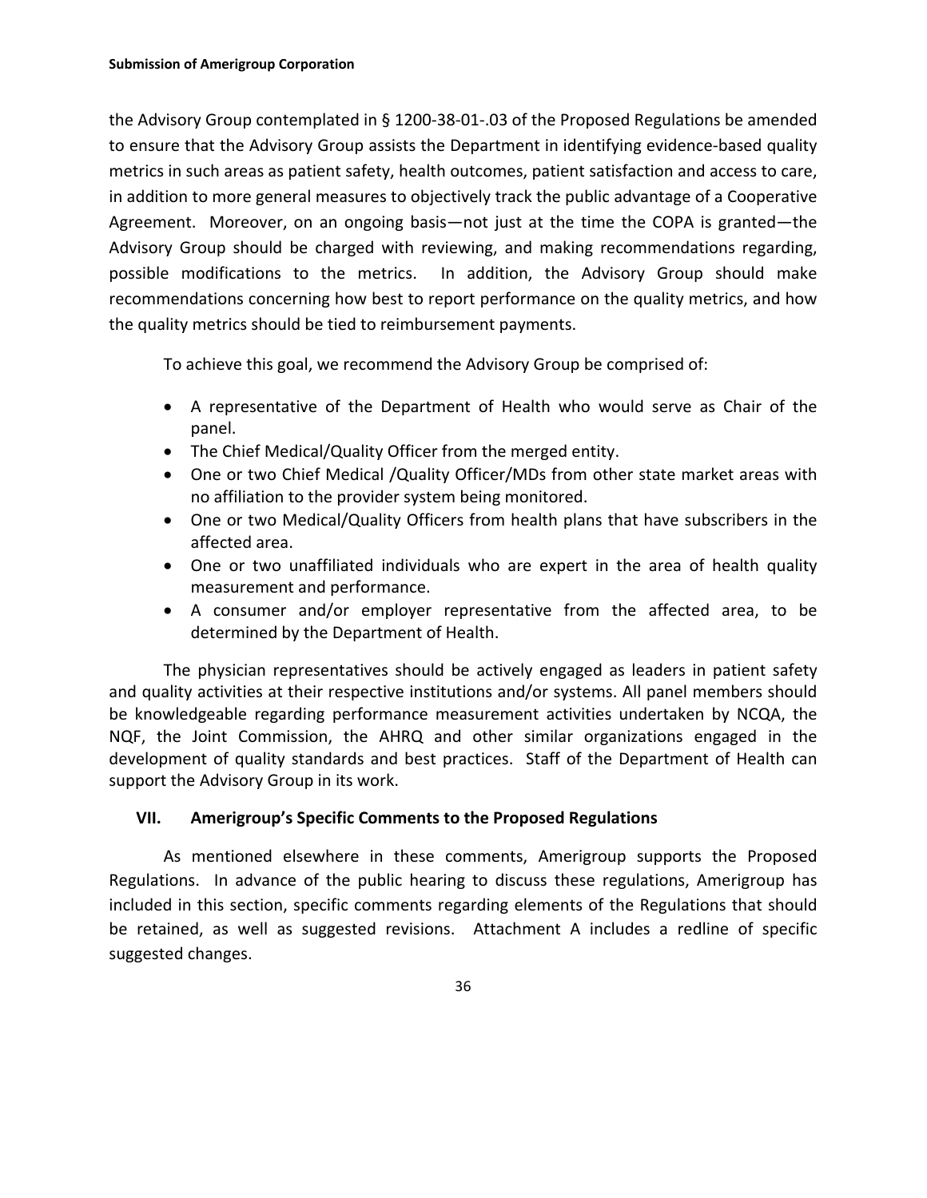the Advisory Group contemplated in § 1200-38-01-.03 of the Proposed Regulations be amended to ensure that the Advisory Group assists the Department in identifying evidence-based quality metrics in such areas as patient safety, health outcomes, patient satisfaction and access to care, in addition to more general measures to objectively track the public advantage of a Cooperative Agreement. Moreover, on an ongoing basis—not just at the time the COPA is granted—the Advisory Group should be charged with reviewing, and making recommendations regarding, possible modifications to the metrics. In addition, the Advisory Group should make recommendations concerning how best to report performance on the quality metrics, and how the quality metrics should be tied to reimbursement payments.

To achieve this goal, we recommend the Advisory Group be comprised of:

- A representative of the Department of Health who would serve as Chair of the panel.
- The Chief Medical/Quality Officer from the merged entity.
- One or two Chief Medical /Quality Officer/MDs from other state market areas with no affiliation to the provider system being monitored.
- One or two Medical/Quality Officers from health plans that have subscribers in the affected area.
- One or two unaffiliated individuals who are expert in the area of health quality measurement and performance.
- A consumer and/or employer representative from the affected area, to be determined by the Department of Health.

The physician representatives should be actively engaged as leaders in patient safety and quality activities at their respective institutions and/or systems. All panel members should be knowledgeable regarding performance measurement activities undertaken by NCQA, the NQF, the Joint Commission, the AHRQ and other similar organizations engaged in the development of quality standards and best practices. Staff of the Department of Health can support the Advisory Group in its work.

## VII. Amerigroup's Specific Comments to the Proposed Regulations

As mentioned elsewhere in these comments, Amerigroup supports the Proposed Regulations. In advance of the public hearing to discuss these regulations, Amerigroup has included in this section, specific comments regarding elements of the Regulations that should be retained, as well as suggested revisions. Attachment A includes a redline of specific suggested changes.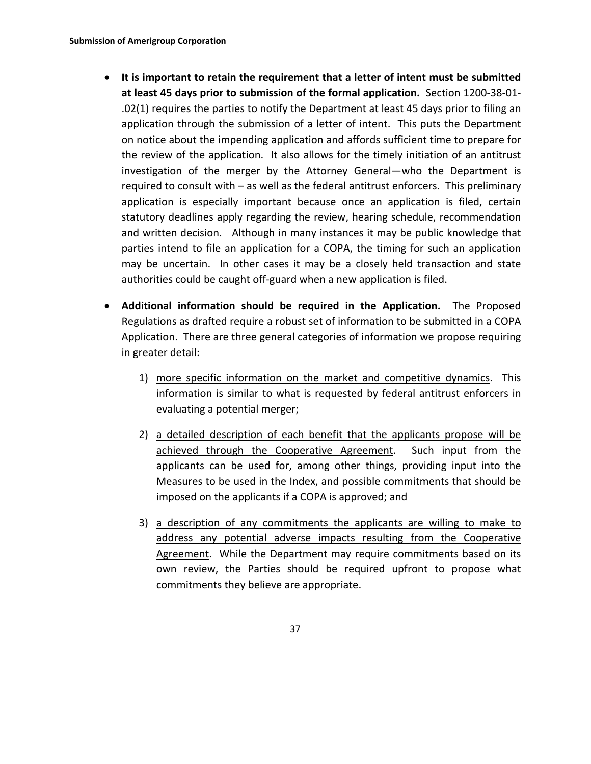- **It is important to retain the requirement that a letter of intent must be submitted at least 45 days prior to submission of the formal application.** Section 1200-38-01-.02(1) requires the parties to notify the Department at least 45 days prior to filing an application through the submission of a letter of intent. This puts the Department on notice about the impending application and affords sufficient time to prepare for the review of the application. It also allows for the timely initiation of an antitrust investigation of the merger by the Attorney General—who the Department is required to consult with – as well as the federal antitrust enforcers. This preliminary application is especially important because once an application is filed, certain statutory deadlines apply regarding the review, hearing schedule, recommendation and written decision. Although in many instances it may be public knowledge that parties intend to file an application for a COPA, the timing for such an application may be uncertain. In other cases it may be a closely held transaction and state authorities could be caught off-guard when a new application is filed.

- **Additional information should be required in the Application.** The Proposed Regulations as drafted require a robust set of information to be submitted in a COPA Application. There are three general categories of information we propose requiring in greater detail:

  1) <u>more specific information on the market and competitive dynamics</u>. This information is similar to what is requested by federal antitrust enforcers in evaluating a potential merger;

  2) <u>a detailed description of each benefit that the applicants propose will be achieved through the Cooperative Agreement</u>. Such input from the applicants can be used for, among other things, providing input into the Measures to be used in the Index, and possible commitments that should be imposed on the applicants if a COPA is approved; and

  3) <u>a description of any commitments the applicants are willing to make to address any potential adverse impacts resulting from the Cooperative Agreement</u>. While the Department may require commitments based on its own review, the Parties should be required upfront to propose what commitments they believe are appropriate.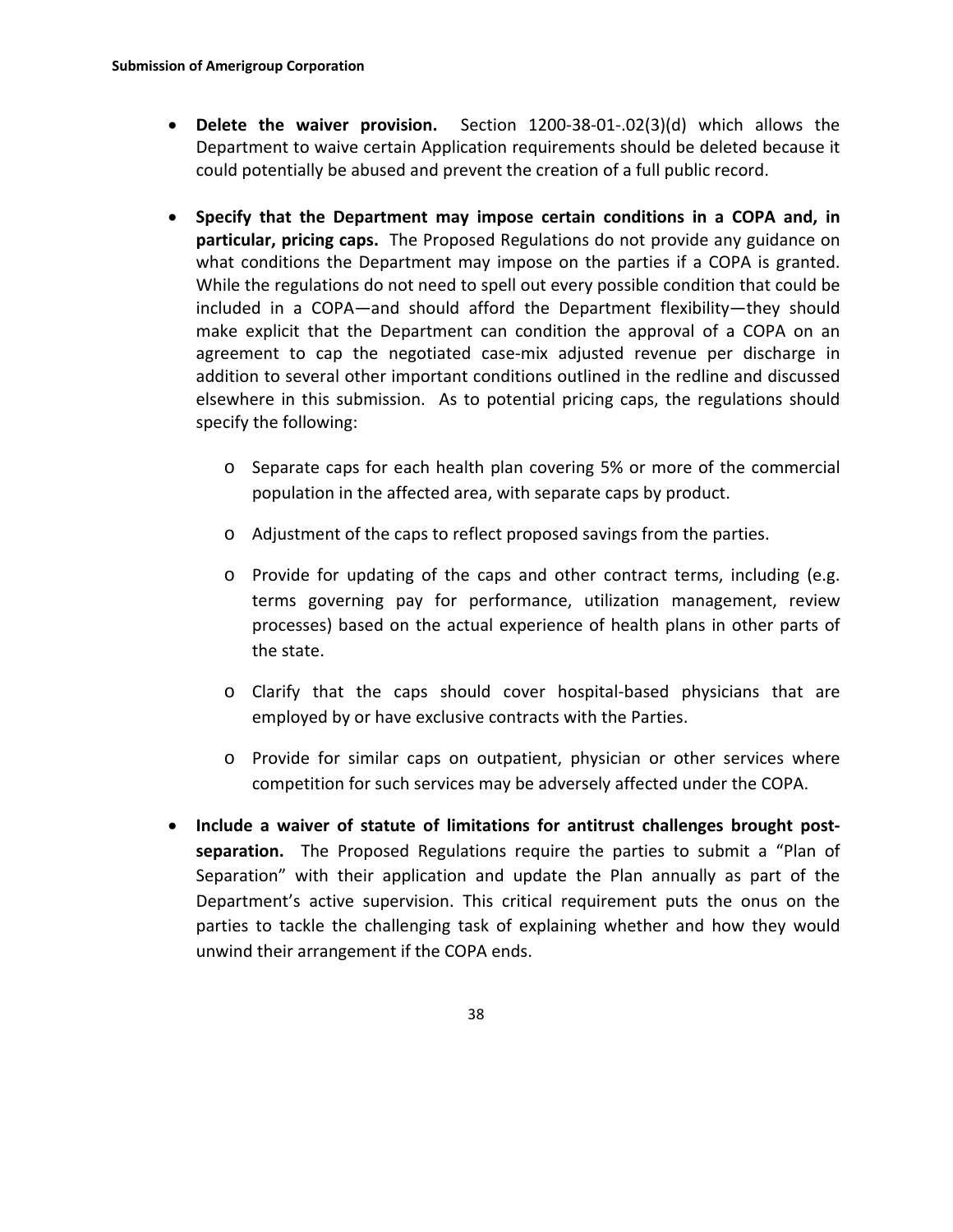- **Delete the waiver provision.** Section 1200-38-01-.02(3)(d) which allows the Department to waive certain Application requirements should be deleted because it could potentially be abused and prevent the creation of a full public record.

- **Specify that the Department may impose certain conditions in a COPA and, in particular, pricing caps.** The Proposed Regulations do not provide any guidance on what conditions the Department may impose on the parties if a COPA is granted. While the regulations do not need to spell out every possible condition that could be included in a COPA—and should afford the Department flexibility—they should make explicit that the Department can condition the approval of a COPA on an agreement to cap the negotiated case-mix adjusted revenue per discharge in addition to several other important conditions outlined in the redline and discussed elsewhere in this submission. As to potential pricing caps, the regulations should specify the following:

  - Separate caps for each health plan covering 5% or more of the commercial population in the affected area, with separate caps by product.
  - Adjustment of the caps to reflect proposed savings from the parties.
  - Provide for updating of the caps and other contract terms, including (e.g. terms governing pay for performance, utilization management, review processes) based on the actual experience of health plans in other parts of the state.
  - Clarify that the caps should cover hospital-based physicians that are employed by or have exclusive contracts with the Parties.
  - Provide for similar caps on outpatient, physician or other services where competition for such services may be adversely affected under the COPA.

- **Include a waiver of statute of limitations for antitrust challenges brought post-separation.** The Proposed Regulations require the parties to submit a "Plan of Separation" with their application and update the Plan annually as part of the Department's active supervision. This critical requirement puts the onus on the parties to tackle the challenging task of explaining whether and how they would unwind their arrangement if the COPA ends.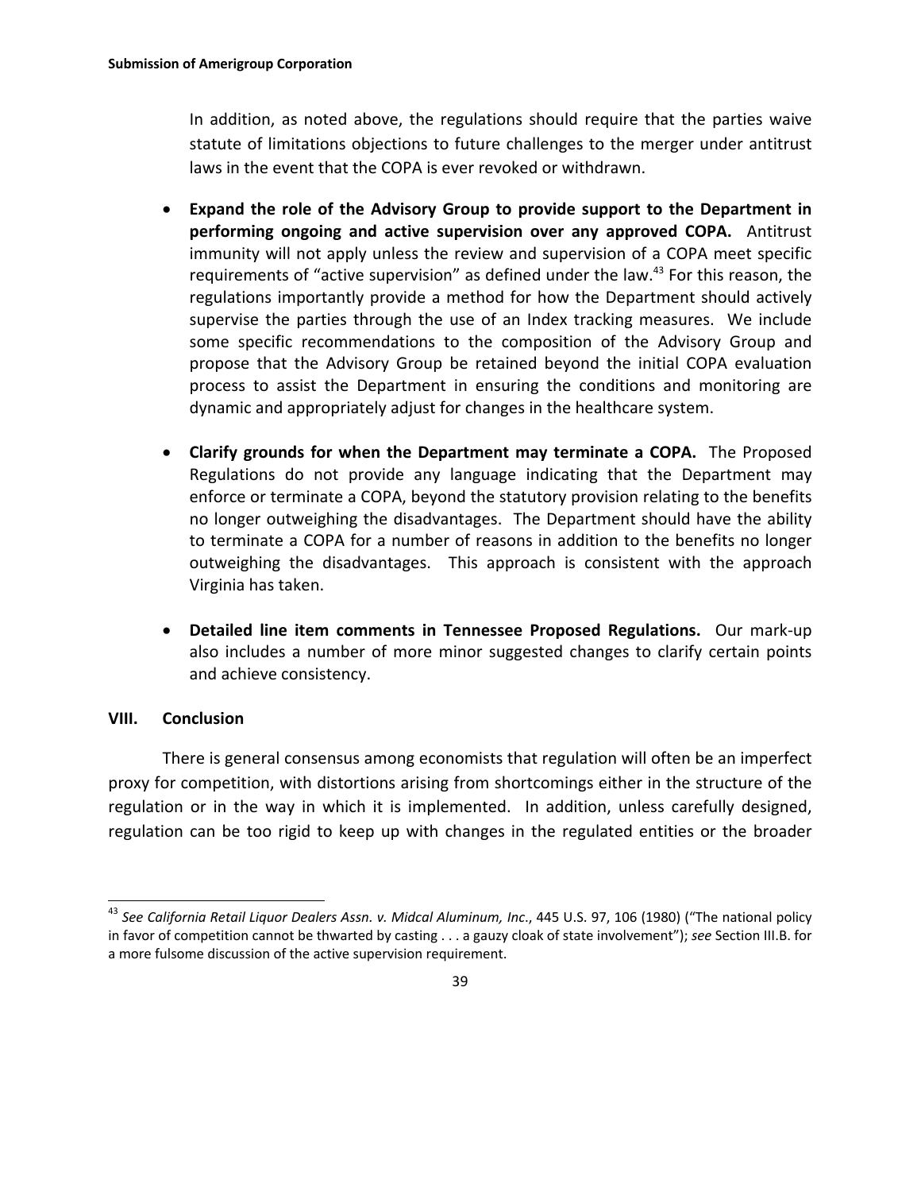In addition, as noted above, the regulations should require that the parties waive statute of limitations objections to future challenges to the merger under antitrust laws in the event that the COPA is ever revoked or withdrawn.

- **Expand the role of the Advisory Group to provide support to the Department in performing ongoing and active supervision over any approved COPA.** Antitrust immunity will not apply unless the review and supervision of a COPA meet specific requirements of "active supervision" as defined under the law.[43] For this reason, the regulations importantly provide a method for how the Department should actively supervise the parties through the use of an Index tracking measures. We include some specific recommendations to the composition of the Advisory Group and propose that the Advisory Group be retained beyond the initial COPA evaluation process to assist the Department in ensuring the conditions and monitoring are dynamic and appropriately adjust for changes in the healthcare system.

- **Clarify grounds for when the Department may terminate a COPA.** The Proposed Regulations do not provide any language indicating that the Department may enforce or terminate a COPA, beyond the statutory provision relating to the benefits no longer outweighing the disadvantages. The Department should have the ability to terminate a COPA for a number of reasons in addition to the benefits no longer outweighing the disadvantages. This approach is consistent with the approach Virginia has taken.

- **Detailed line item comments in Tennessee Proposed Regulations.** Our mark-up also includes a number of more minor suggested changes to clarify certain points and achieve consistency.

## VIII. Conclusion

There is general consensus among economists that regulation will often be an imperfect proxy for competition, with distortions arising from shortcomings either in the structure of the regulation or in the way in which it is implemented. In addition, unless carefully designed, regulation can be too rigid to keep up with changes in the regulated entities or the broader

---

[43] *See California Retail Liquor Dealers Assn. v. Midcal Aluminum, Inc.*, 445 U.S. 97, 106 (1980) ("The national policy in favor of competition cannot be thwarted by casting . . . a gauzy cloak of state involvement"); *see* Section III.B. for a more fulsome discussion of the active supervision requirement.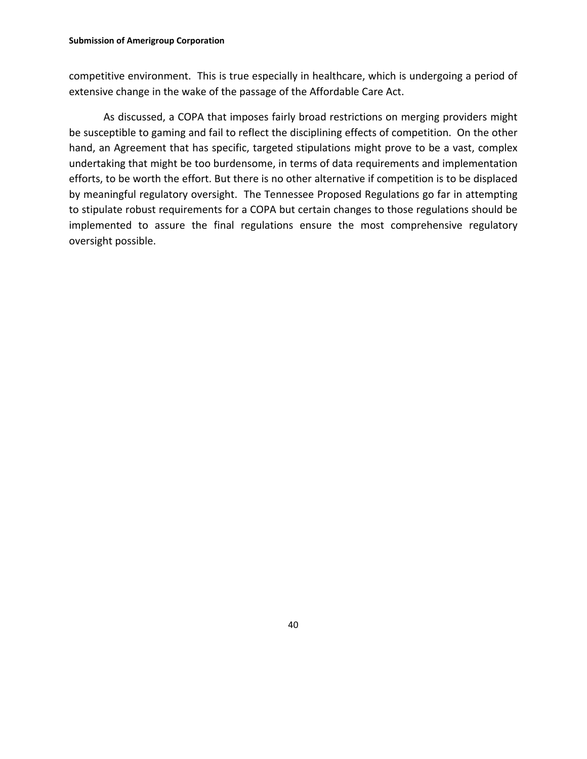competitive environment. This is true especially in healthcare, which is undergoing a period of extensive change in the wake of the passage of the Affordable Care Act.

As discussed, a COPA that imposes fairly broad restrictions on merging providers might be susceptible to gaming and fail to reflect the disciplining effects of competition. On the other hand, an Agreement that has specific, targeted stipulations might prove to be a vast, complex undertaking that might be too burdensome, in terms of data requirements and implementation efforts, to be worth the effort. But there is no other alternative if competition is to be displaced by meaningful regulatory oversight. The Tennessee Proposed Regulations go far in attempting to stipulate robust requirements for a COPA but certain changes to those regulations should be implemented to assure the final regulations ensure the most comprehensive regulatory oversight possible.